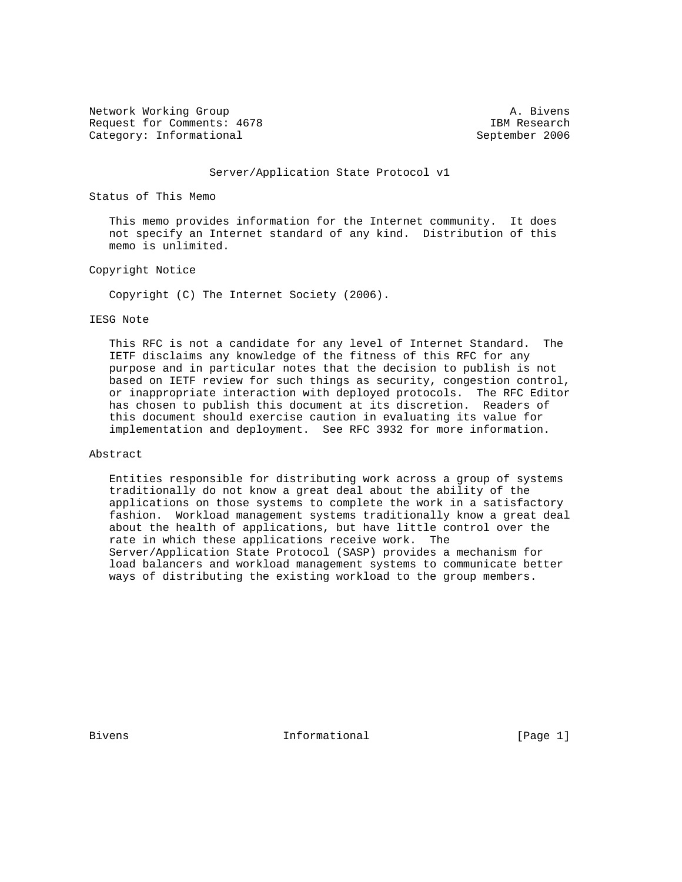Network Working Group                                          A. Bivens
Request for Comments: 4678                                  IBM Research
Category: Informational                                   September 2006

# Server/Application State Protocol v1

## Status of This Memo

This memo provides information for the Internet community. It does not specify an Internet standard of any kind. Distribution of this memo is unlimited.

## Copyright Notice

Copyright (C) The Internet Society (2006).

## IESG Note

This RFC is not a candidate for any level of Internet Standard. The IETF disclaims any knowledge of the fitness of this RFC for any purpose and in particular notes that the decision to publish is not based on IETF review for such things as security, congestion control, or inappropriate interaction with deployed protocols. The RFC Editor has chosen to publish this document at its discretion. Readers of this document should exercise caution in evaluating its value for implementation and deployment. See RFC 3932 for more information.

## Abstract

Entities responsible for distributing work across a group of systems traditionally do not know a great deal about the ability of the applications on those systems to complete the work in a satisfactory fashion. Workload management systems traditionally know a great deal about the health of applications, but have little control over the rate in which these applications receive work. The Server/Application State Protocol (SASP) provides a mechanism for load balancers and workload management systems to communicate better ways of distributing the existing workload to the group members.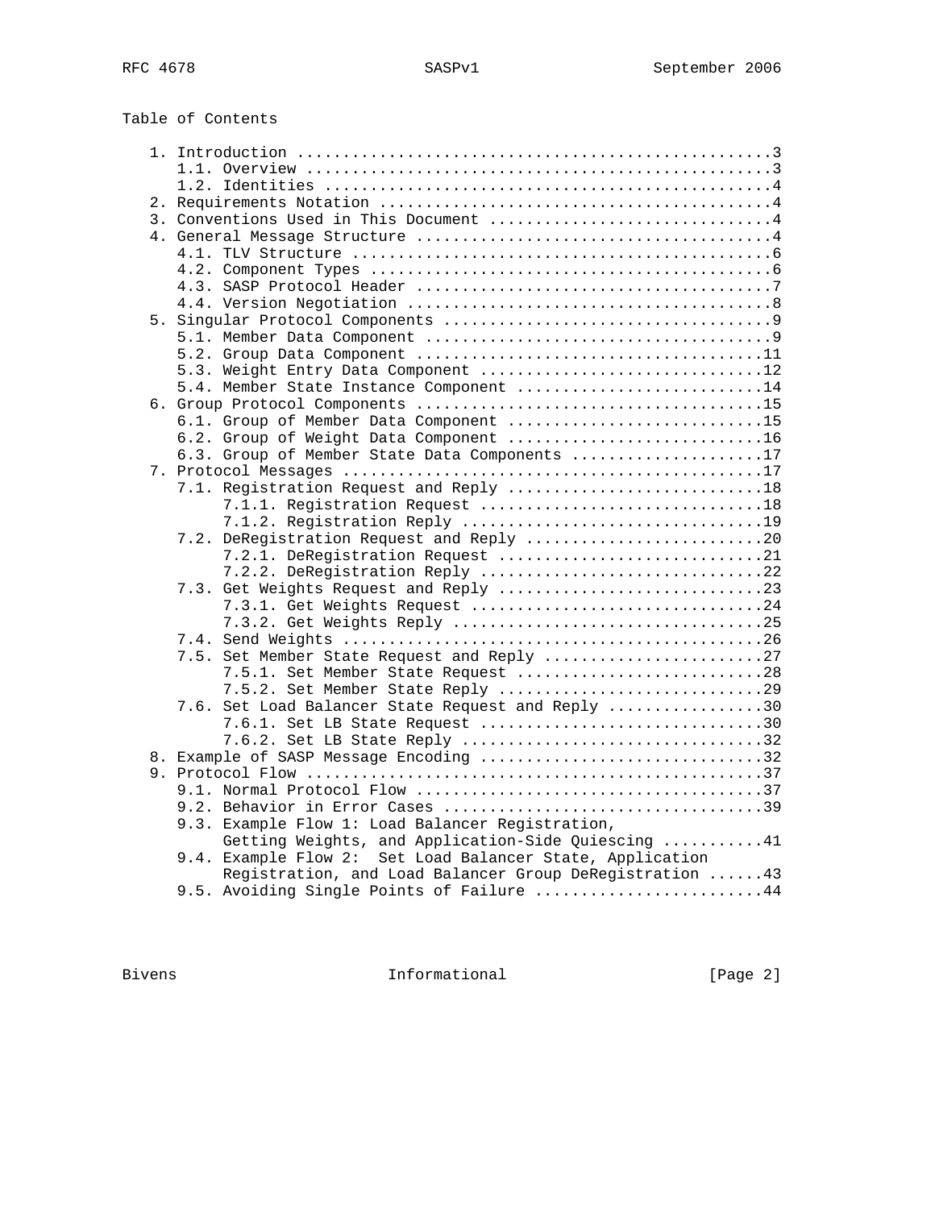Table of Contents

```
   1. Introduction ....................................................3
      1.1. Overview ...................................................3
      1.2. Identities .................................................4
   2. Requirements Notation ...........................................4
   3. Conventions Used in This Document ...............................4
   4. General Message Structure .......................................4
      4.1. TLV Structure ..............................................6
      4.2. Component Types ............................................6
      4.3. SASP Protocol Header .......................................7
      4.4. Version Negotiation ........................................8
   5. Singular Protocol Components ....................................9
      5.1. Member Data Component ......................................9
      5.2. Group Data Component ......................................11
      5.3. Weight Entry Data Component ...............................12
      5.4. Member State Instance Component ...........................14
   6. Group Protocol Components ......................................15
      6.1. Group of Member Data Component ............................15
      6.2. Group of Weight Data Component ............................16
      6.3. Group of Member State Data Components .....................17
   7. Protocol Messages ..............................................17
      7.1. Registration Request and Reply ............................18
           7.1.1. Registration Request ...............................18
           7.1.2. Registration Reply .................................19
      7.2. DeRegistration Request and Reply ..........................20
           7.2.1. DeRegistration Request .............................21
           7.2.2. DeRegistration Reply ...............................22
      7.3. Get Weights Request and Reply .............................23
           7.3.1. Get Weights Request ................................24
           7.3.2. Get Weights Reply ..................................25
      7.4. Send Weights ..............................................26
      7.5. Set Member State Request and Reply ........................27
           7.5.1. Set Member State Request ...........................28
           7.5.2. Set Member State Reply .............................29
      7.6. Set Load Balancer State Request and Reply .................30
           7.6.1. Set LB State Request ...............................30
           7.6.2. Set LB State Reply .................................32
   8. Example of SASP Message Encoding ...............................32
   9. Protocol Flow ..................................................37
      9.1. Normal Protocol Flow ......................................37
      9.2. Behavior in Error Cases ...................................39
      9.3. Example Flow 1: Load Balancer Registration,
           Getting Weights, and Application-Side Quiescing ...........41
      9.4. Example Flow 2:  Set Load Balancer State, Application
           Registration, and Load Balancer Group DeRegistration ......43
      9.5. Avoiding Single Points of Failure .........................44
```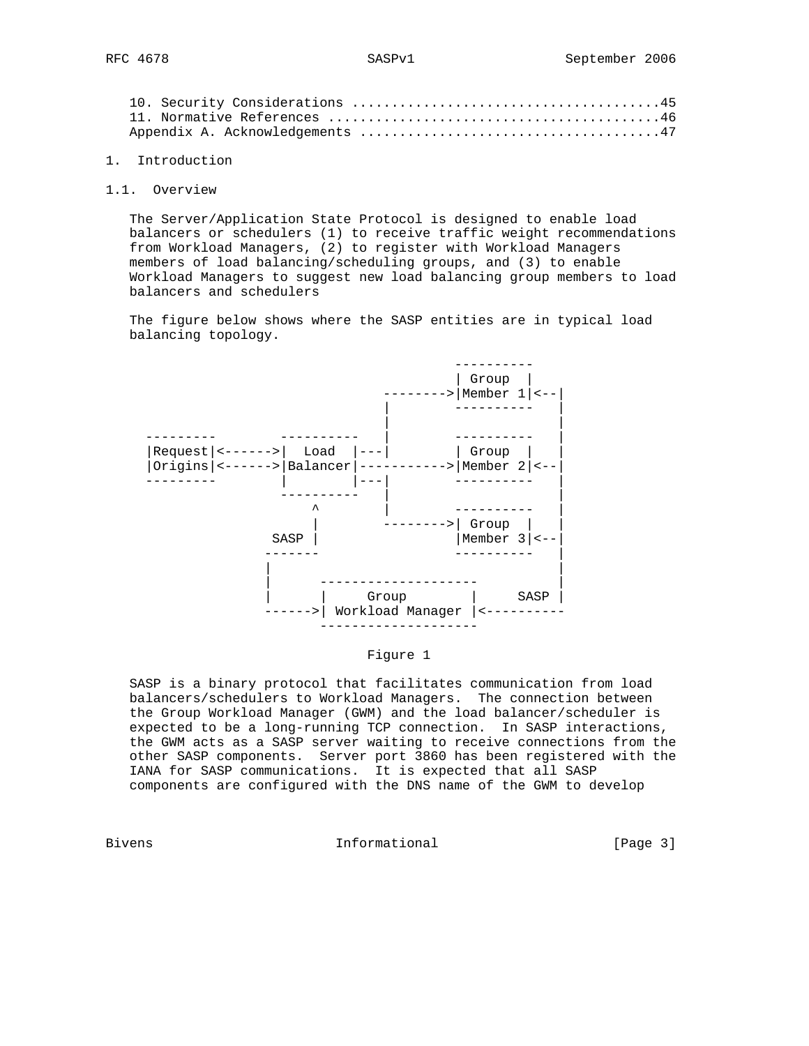10. Security Considerations ......................................45
11. Normative References .........................................46
Appendix A. Acknowledgements .....................................47

# 1. Introduction

## 1.1. Overview

The Server/Application State Protocol is designed to enable load balancers or schedulers (1) to receive traffic weight recommendations from Workload Managers, (2) to register with Workload Managers members of load balancing/scheduling groups, and (3) to enable Workload Managers to suggest new load balancing group members to load balancers and schedulers

The figure below shows where the SASP entities are in typical load balancing topology.

```
                                          ----------
                                          | Group  |
                                 -------->|Member 1|<--|
                                 |        ----------   |
                                 |                     |
   ---------        ----------   |        ----------   |
   |Request|<------>|  Load  |---|        | Group  |   |
   |Origins|<------>|Balancer|----------->|Member 2|<--|
   ---------        |        |---|        ----------   |
                    ----------   |                     |
                        ^        |        ----------   |
                        |        -------->| Group  |   |
                   SASP |                 |Member 3|<--|
                  -------                 ----------   |
                  |                                    |
                  |      --------------------          |
                  |      |     Group        |     SASP |
                  ------>| Workload Manager |<----------
                         --------------------
```

Figure 1

SASP is a binary protocol that facilitates communication from load balancers/schedulers to Workload Managers. The connection between the Group Workload Manager (GWM) and the load balancer/scheduler is expected to be a long-running TCP connection. In SASP interactions, the GWM acts as a SASP server waiting to receive connections from the other SASP components. Server port 3860 has been registered with the IANA for SASP communications. It is expected that all SASP components are configured with the DNS name of the GWM to develop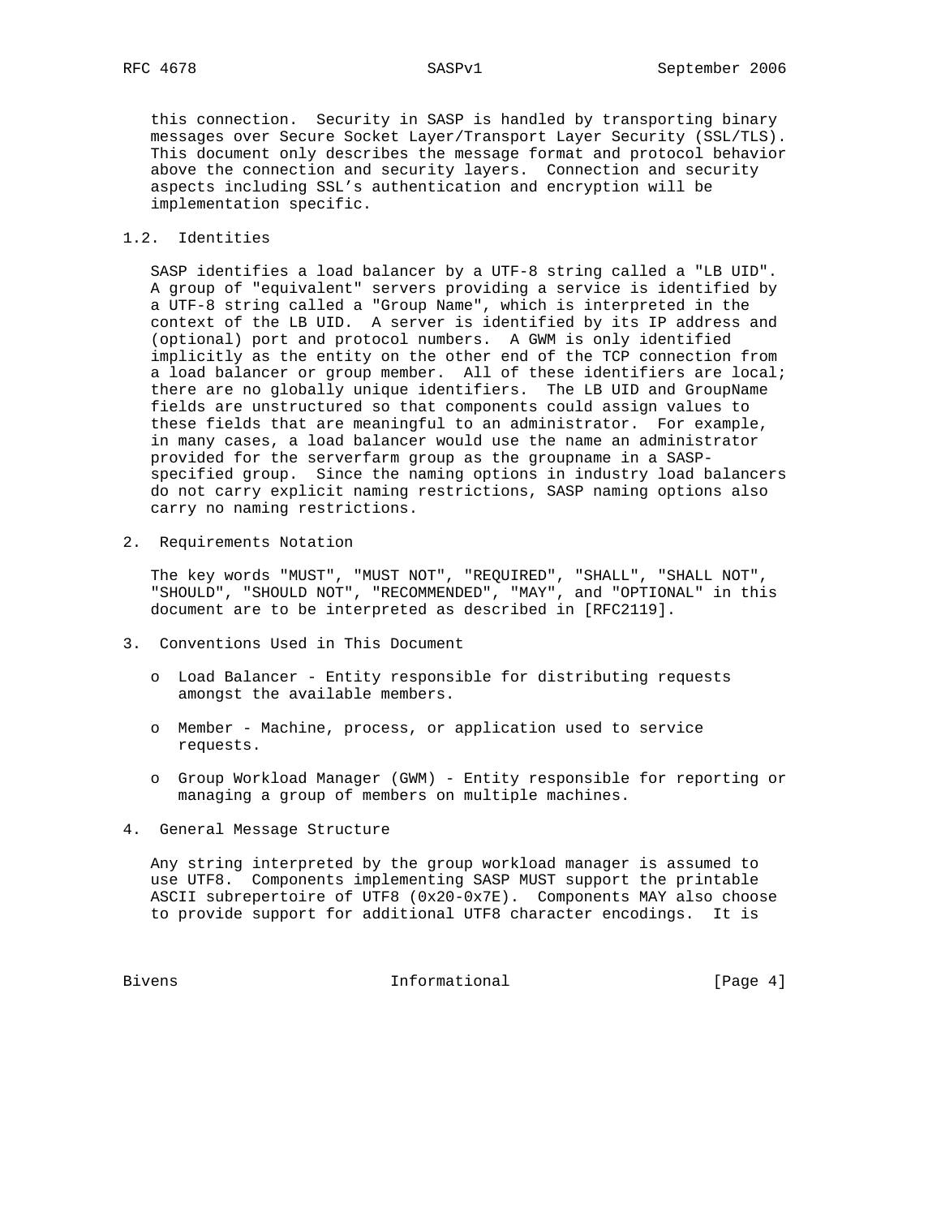this connection. Security in SASP is handled by transporting binary messages over Secure Socket Layer/Transport Layer Security (SSL/TLS). This document only describes the message format and protocol behavior above the connection and security layers. Connection and security aspects including SSL's authentication and encryption will be implementation specific.

### 1.2. Identities

SASP identifies a load balancer by a UTF-8 string called a "LB UID". A group of "equivalent" servers providing a service is identified by a UTF-8 string called a "Group Name", which is interpreted in the context of the LB UID. A server is identified by its IP address and (optional) port and protocol numbers. A GWM is only identified implicitly as the entity on the other end of the TCP connection from a load balancer or group member. All of these identifiers are local; there are no globally unique identifiers. The LB UID and GroupName fields are unstructured so that components could assign values to these fields that are meaningful to an administrator. For example, in many cases, a load balancer would use the name an administrator provided for the serverfarm group as the groupname in a SASP-specified group. Since the naming options in industry load balancers do not carry explicit naming restrictions, SASP naming options also carry no naming restrictions.

## 2. Requirements Notation

The key words "MUST", "MUST NOT", "REQUIRED", "SHALL", "SHALL NOT", "SHOULD", "SHOULD NOT", "RECOMMENDED", "MAY", and "OPTIONAL" in this document are to be interpreted as described in [RFC2119].

## 3. Conventions Used in This Document

- Load Balancer - Entity responsible for distributing requests amongst the available members.
- Member - Machine, process, or application used to service requests.
- Group Workload Manager (GWM) - Entity responsible for reporting or managing a group of members on multiple machines.

## 4. General Message Structure

Any string interpreted by the group workload manager is assumed to use UTF8. Components implementing SASP MUST support the printable ASCII subrepertoire of UTF8 (0x20-0x7E). Components MAY also choose to provide support for additional UTF8 character encodings. It is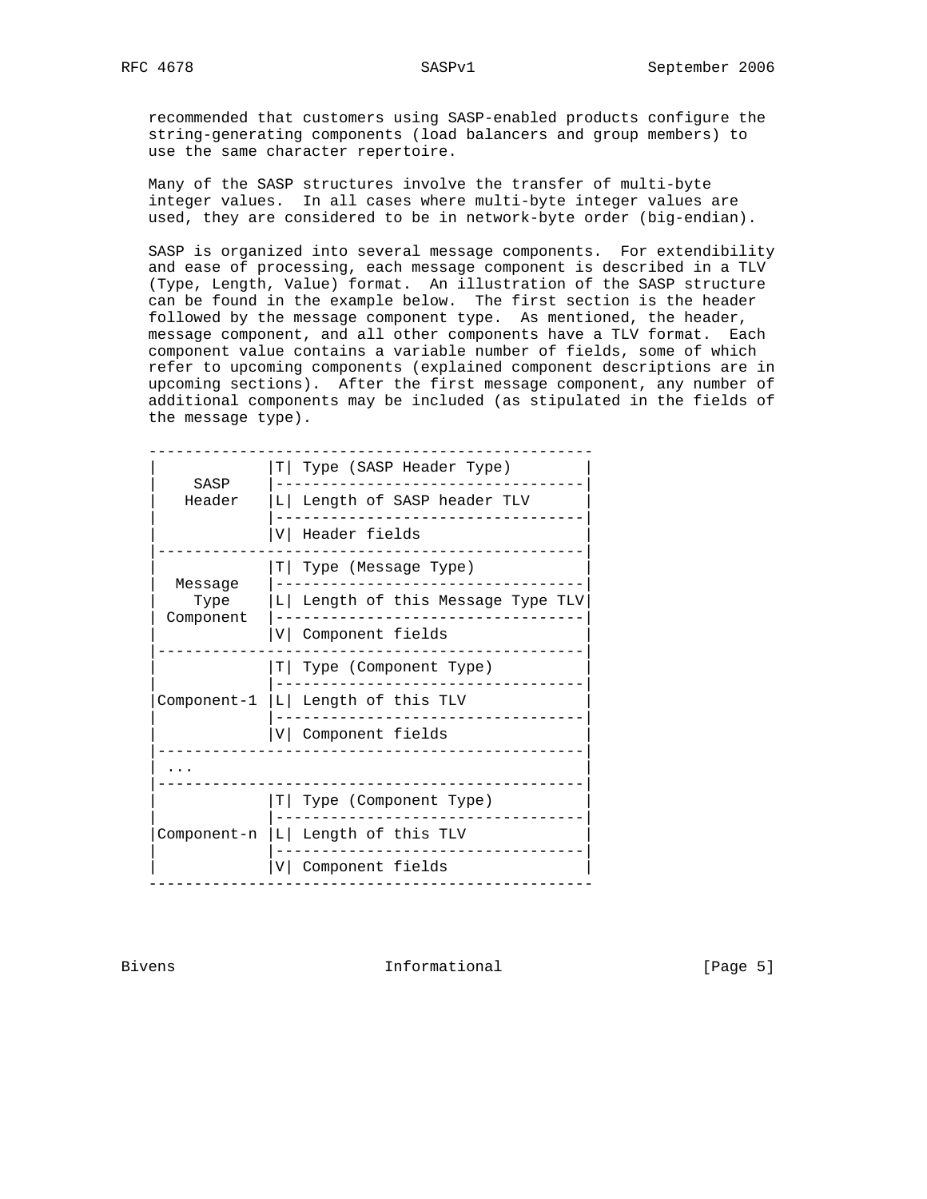recommended that customers using SASP-enabled products configure the string-generating components (load balancers and group members) to use the same character repertoire.

Many of the SASP structures involve the transfer of multi-byte integer values. In all cases where multi-byte integer values are used, they are considered to be in network-byte order (big-endian).

SASP is organized into several message components. For extendibility and ease of processing, each message component is described in a TLV (Type, Length, Value) format. An illustration of the SASP structure can be found in the example below. The first section is the header followed by the message component type. As mentioned, the header, message component, and all other components have a TLV format. Each component value contains a variable number of fields, some of which refer to upcoming components (explained component descriptions are in upcoming sections). After the first message component, any number of additional components may be included (as stipulated in the fields of the message type).

```
-------------------------------------------------
|            |T| Type (SASP Header Type)        |
|   SASP     |----------------------------------|
|   Header   |L| Length of SASP header TLV      |
|            |----------------------------------|
|            |V| Header fields                  |
|-----------------------------------------------|
|            |T| Type (Message Type)            |
|  Message   |----------------------------------|
|   Type     |L| Length of this Message Type TLV|
| Component  |----------------------------------|
|            |V| Component fields               |
|-----------------------------------------------|
|            |T| Type (Component Type)          |
|            |----------------------------------|
|Component-1 |L| Length of this TLV             |
|            |----------------------------------|
|            |V| Component fields               |
|-----------------------------------------------|
| ...                                           |
|-----------------------------------------------|
|            |T| Type (Component Type)          |
|            |----------------------------------|
|Component-n |L| Length of this TLV             |
|            |----------------------------------|
|            |V| Component fields               |
-------------------------------------------------
```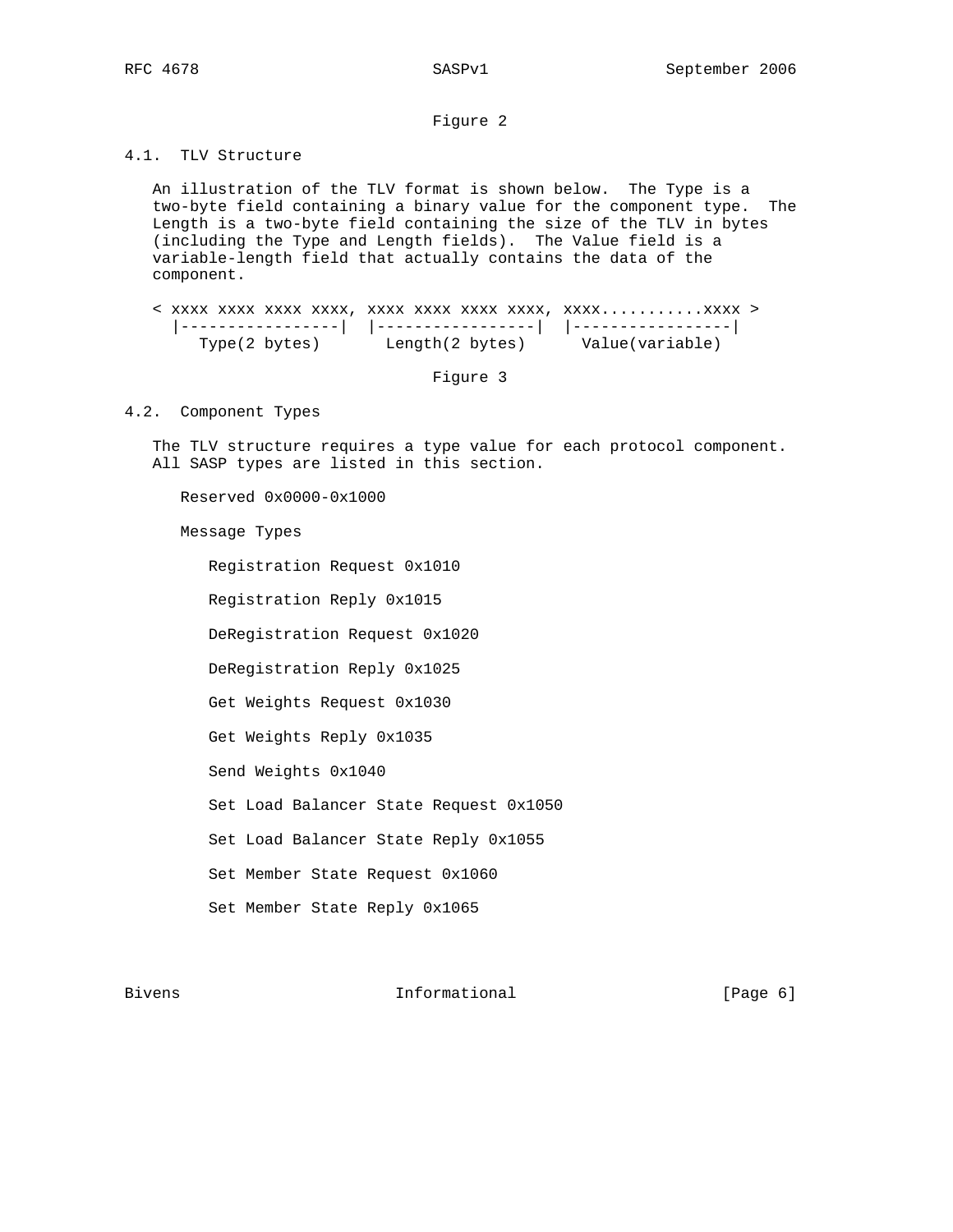Figure 2

### 4.1. TLV Structure

An illustration of the TLV format is shown below. The Type is a two-byte field containing a binary value for the component type. The Length is a two-byte field containing the size of the TLV in bytes (including the Type and Length fields). The Value field is a variable-length field that actually contains the data of the component.

```
< xxxx xxxx xxxx xxxx, xxxx xxxx xxxx xxxx, xxxx...........xxxx >
  |-----------------|  |-----------------|  |-----------------|
     Type(2 bytes)       Length(2 bytes)      Value(variable)
```

Figure 3

### 4.2. Component Types

The TLV structure requires a type value for each protocol component. All SASP types are listed in this section.

Reserved 0x0000-0x1000

Message Types

- Registration Request 0x1010
- Registration Reply 0x1015
- DeRegistration Request 0x1020
- DeRegistration Reply 0x1025
- Get Weights Request 0x1030
- Get Weights Reply 0x1035
- Send Weights 0x1040
- Set Load Balancer State Request 0x1050
- Set Load Balancer State Reply 0x1055
- Set Member State Request 0x1060
- Set Member State Reply 0x1065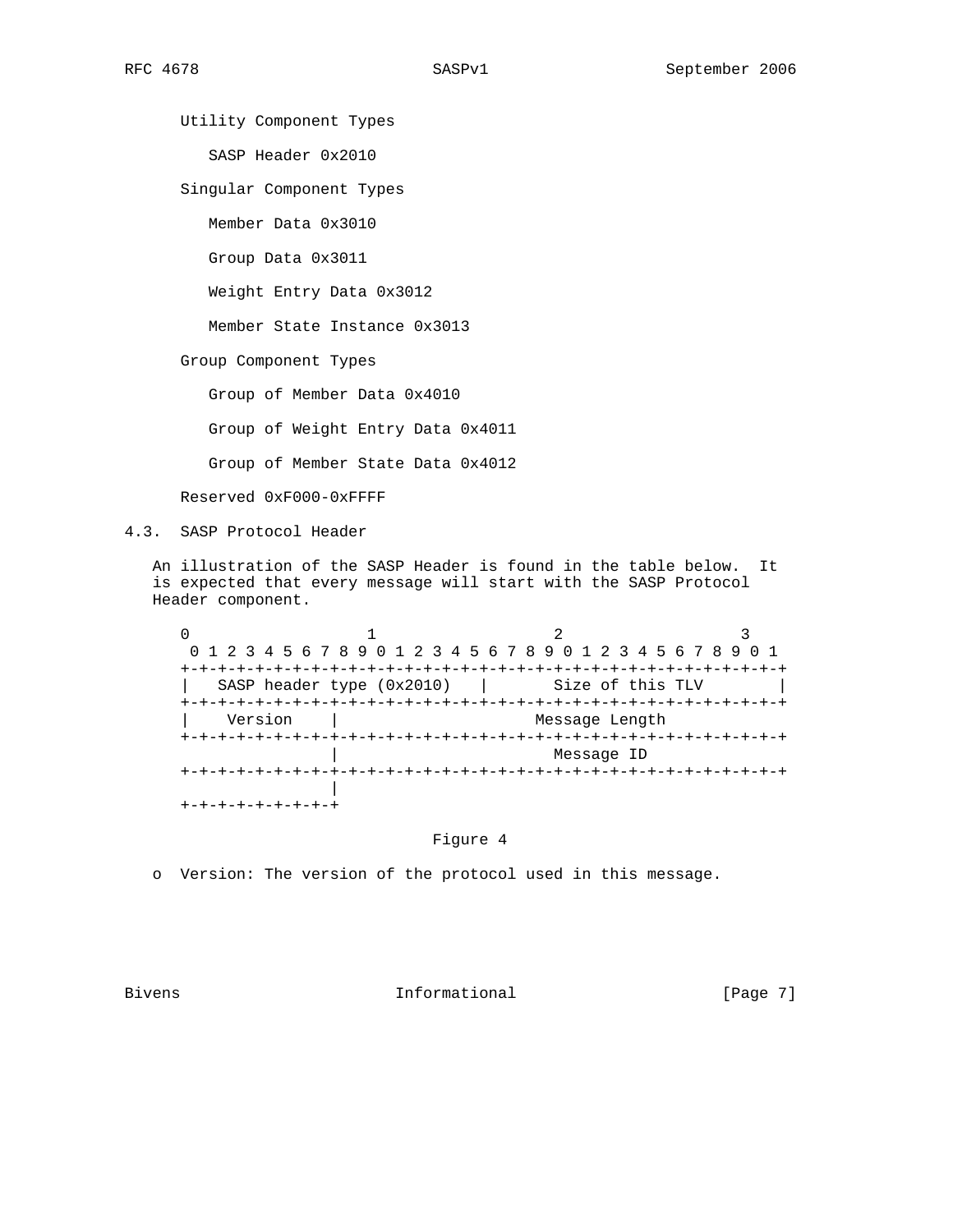Utility Component Types

SASP Header 0x2010

Singular Component Types

Member Data 0x3010

Group Data 0x3011

Weight Entry Data 0x3012

Member State Instance 0x3013

Group Component Types

Group of Member Data 0x4010

Group of Weight Entry Data 0x4011

Group of Member State Data 0x4012

Reserved 0xF000-0xFFFF

### 4.3. SASP Protocol Header

An illustration of the SASP Header is found in the table below. It is expected that every message will start with the SASP Protocol Header component.

```
 0                   1                   2                   3
 0 1 2 3 4 5 6 7 8 9 0 1 2 3 4 5 6 7 8 9 0 1 2 3 4 5 6 7 8 9 0 1
+-+-+-+-+-+-+-+-+-+-+-+-+-+-+-+-+-+-+-+-+-+-+-+-+-+-+-+-+-+-+-+-+
|   SASP header type (0x2010)   |       Size of this TLV        |
+-+-+-+-+-+-+-+-+-+-+-+-+-+-+-+-+-+-+-+-+-+-+-+-+-+-+-+-+-+-+-+-+
|    Version    |                   Message Length
+-+-+-+-+-+-+-+-+-+-+-+-+-+-+-+-+-+-+-+-+-+-+-+-+-+-+-+-+-+-+-+-+
                |                     Message ID
+-+-+-+-+-+-+-+-+-+-+-+-+-+-+-+-+-+-+-+-+-+-+-+-+-+-+-+-+-+-+-+-+
                |
+-+-+-+-+-+-+-+-+
```

Figure 4

- Version: The version of the protocol used in this message.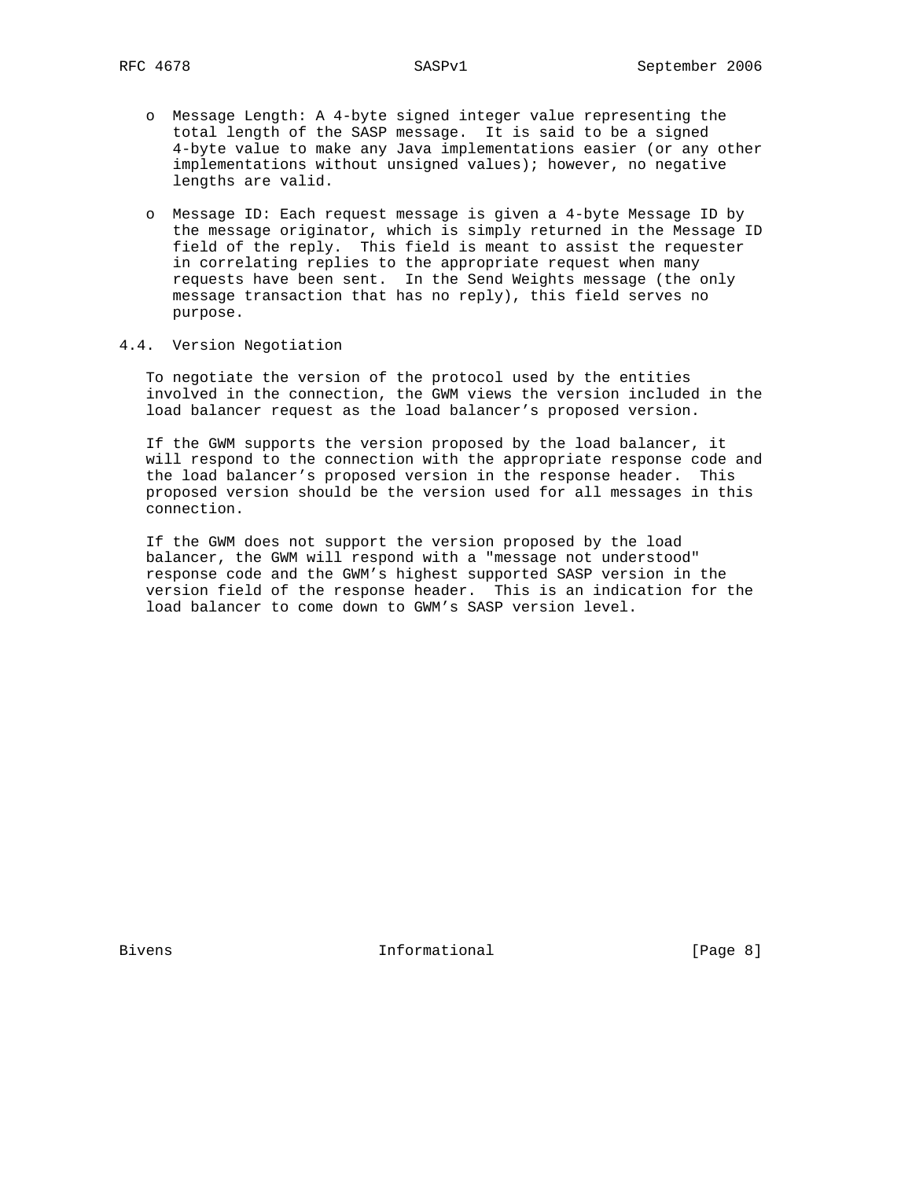- Message Length: A 4-byte signed integer value representing the total length of the SASP message. It is said to be a signed 4-byte value to make any Java implementations easier (or any other implementations without unsigned values); however, no negative lengths are valid.

- Message ID: Each request message is given a 4-byte Message ID by the message originator, which is simply returned in the Message ID field of the reply. This field is meant to assist the requester in correlating replies to the appropriate request when many requests have been sent. In the Send Weights message (the only message transaction that has no reply), this field serves no purpose.

## 4.4. Version Negotiation

To negotiate the version of the protocol used by the entities involved in the connection, the GWM views the version included in the load balancer request as the load balancer’s proposed version.

If the GWM supports the version proposed by the load balancer, it will respond to the connection with the appropriate response code and the load balancer’s proposed version in the response header. This proposed version should be the version used for all messages in this connection.

If the GWM does not support the version proposed by the load balancer, the GWM will respond with a "message not understood" response code and the GWM’s highest supported SASP version in the version field of the response header. This is an indication for the load balancer to come down to GWM’s SASP version level.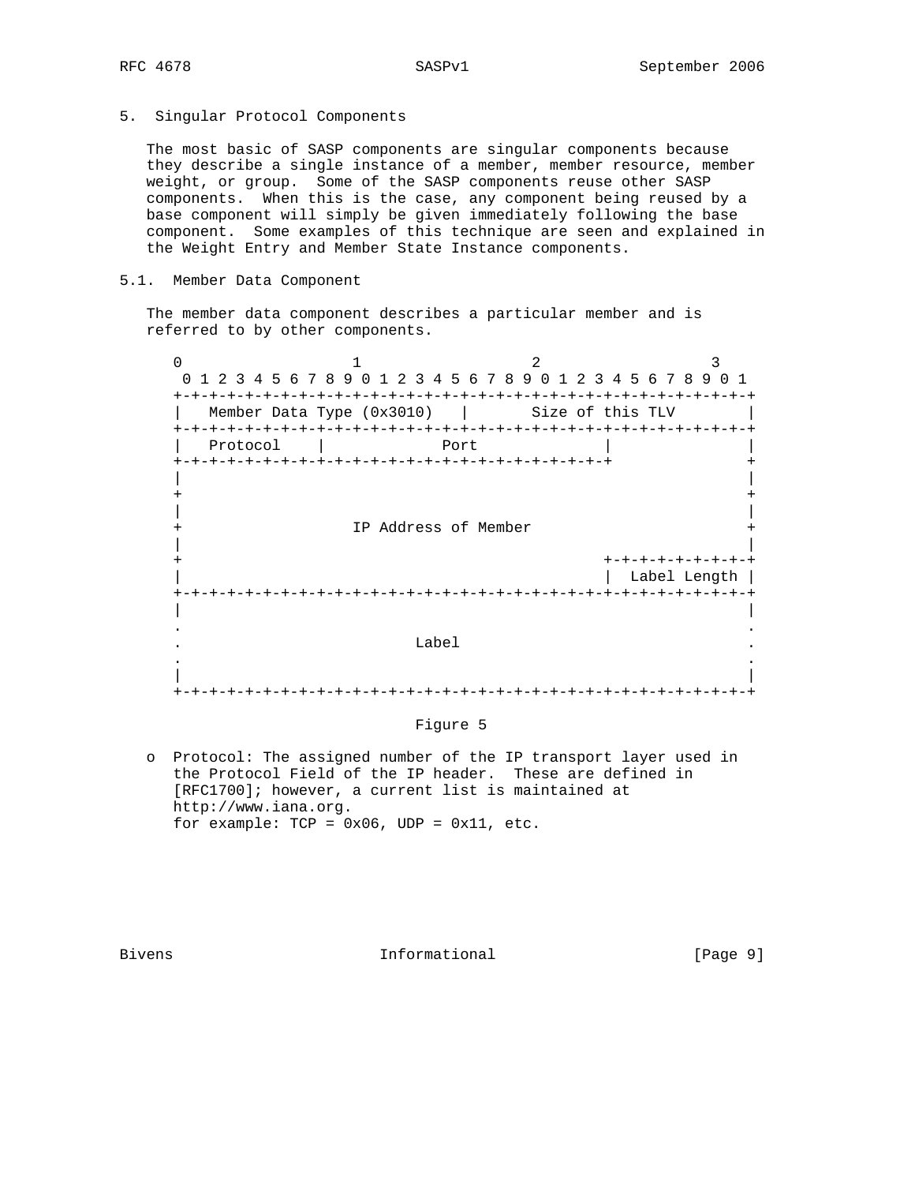## 5. Singular Protocol Components

The most basic of SASP components are singular components because they describe a single instance of a member, member resource, member weight, or group. Some of the SASP components reuse other SASP components. When this is the case, any component being reused by a base component will simply be given immediately following the base component. Some examples of this technique are seen and explained in the Weight Entry and Member State Instance components.

### 5.1. Member Data Component

The member data component describes a particular member and is referred to by other components.

```
 0                   1                   2                   3
  0 1 2 3 4 5 6 7 8 9 0 1 2 3 4 5 6 7 8 9 0 1 2 3 4 5 6 7 8 9 0 1
 +-+-+-+-+-+-+-+-+-+-+-+-+-+-+-+-+-+-+-+-+-+-+-+-+-+-+-+-+-+-+-+-+
 |   Member Data Type (0x3010)   |       Size of this TLV        |
 +-+-+-+-+-+-+-+-+-+-+-+-+-+-+-+-+-+-+-+-+-+-+-+-+-+-+-+-+-+-+-+-+
 |   Protocol    |             Port              |               |
 +-+-+-+-+-+-+-+-+-+-+-+-+-+-+-+-+-+-+-+-+-+-+-+-+               +
 |                                                               |
 +                                                               +
 |                                                               |
 +                    IP Address of Member                       +
 |                                                               |
 +                                               +-+-+-+-+-+-+-+-+
 |                                               |  Label Length |
 +-+-+-+-+-+-+-+-+-+-+-+-+-+-+-+-+-+-+-+-+-+-+-+-+-+-+-+-+-+-+-+-+
 |                                                               |
 .                                                               .
 .                           Label                               .
 .                                                               .
 |                                                               |
 +-+-+-+-+-+-+-+-+-+-+-+-+-+-+-+-+-+-+-+-+-+-+-+-+-+-+-+-+-+-+-+-+
```

Figure 5

- Protocol: The assigned number of the IP transport layer used in the Protocol Field of the IP header. These are defined in [RFC1700]; however, a current list is maintained at http://www.iana.org.
  for example: TCP = 0x06, UDP = 0x11, etc.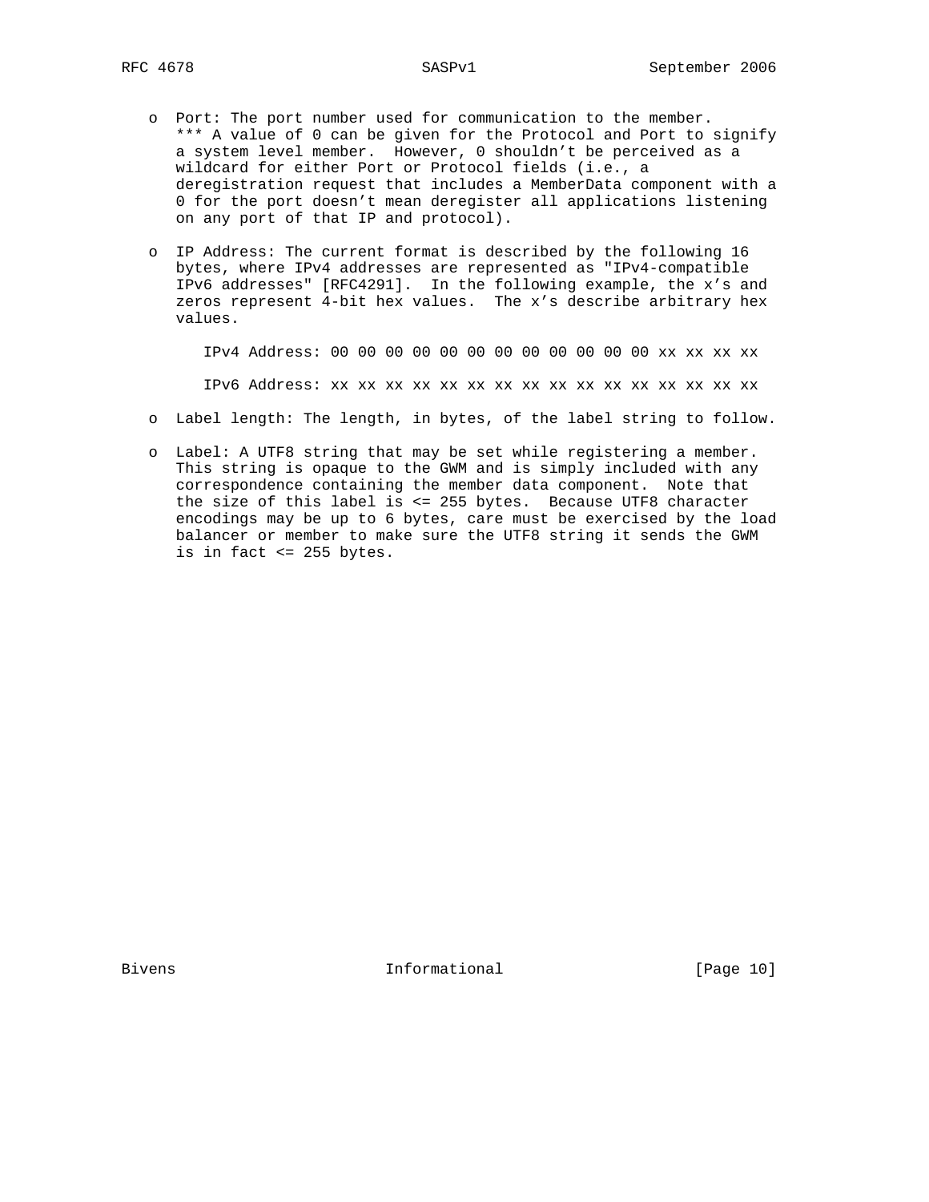- Port: The port number used for communication to the member.
  *** A value of 0 can be given for the Protocol and Port to signify a system level member. However, 0 shouldn't be perceived as a wildcard for either Port or Protocol fields (i.e., a deregistration request that includes a MemberData component with a 0 for the port doesn't mean deregister all applications listening on any port of that IP and protocol).

- IP Address: The current format is described by the following 16 bytes, where IPv4 addresses are represented as "IPv4-compatible IPv6 addresses" [RFC4291]. In the following example, the x's and zeros represent 4-bit hex values. The x's describe arbitrary hex values.

```
IPv4 Address: 00 00 00 00 00 00 00 00 00 00 00 00 xx xx xx xx

IPv6 Address: xx xx xx xx xx xx xx xx xx xx xx xx xx xx xx xx
```

- Label length: The length, in bytes, of the label string to follow.

- Label: A UTF8 string that may be set while registering a member. This string is opaque to the GWM and is simply included with any correspondence containing the member data component. Note that the size of this label is <= 255 bytes. Because UTF8 character encodings may be up to 6 bytes, care must be exercised by the load balancer or member to make sure the UTF8 string it sends the GWM is in fact <= 255 bytes.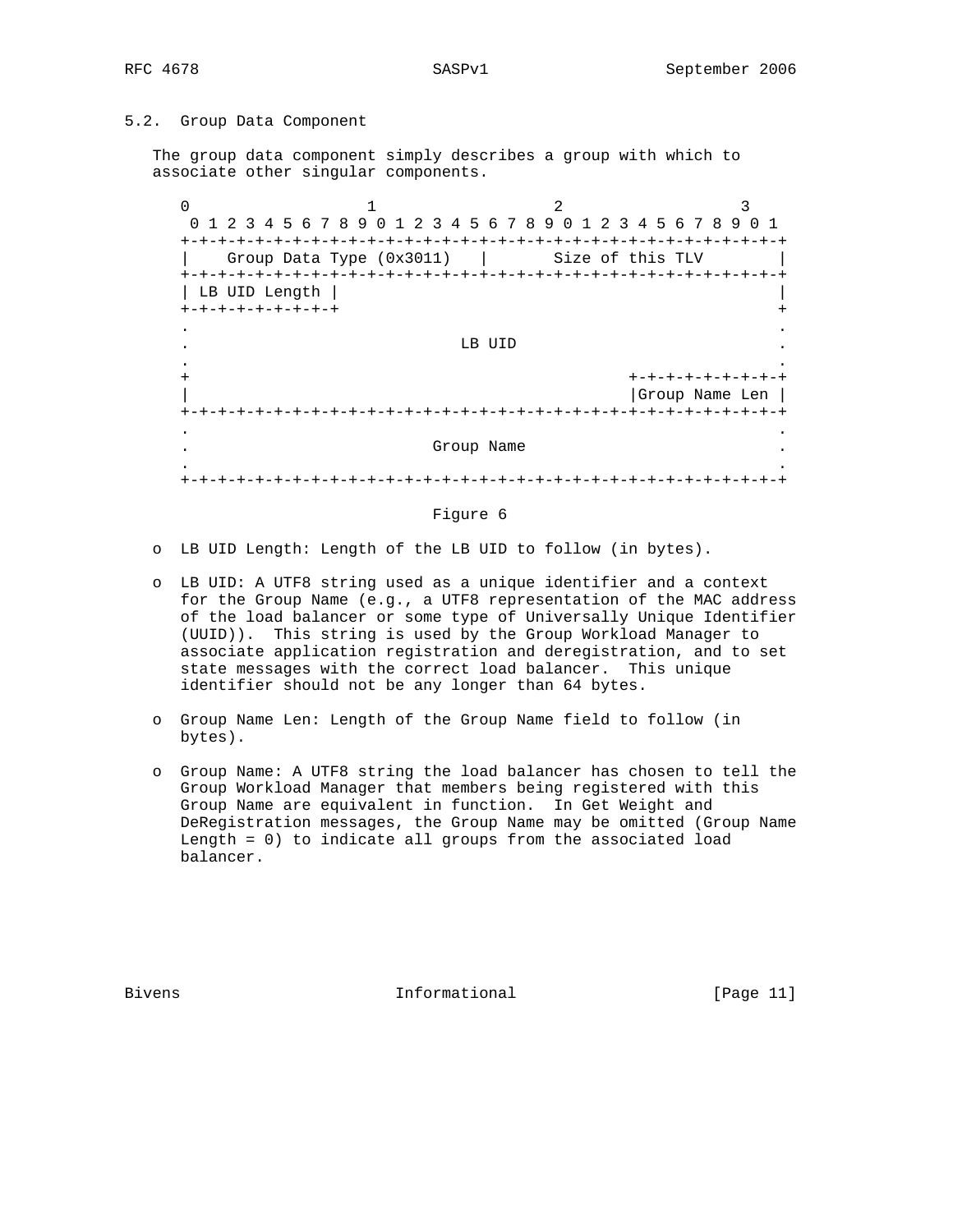## 5.2. Group Data Component

The group data component simply describes a group with which to associate other singular components.

```
 0                   1                   2                   3
 0 1 2 3 4 5 6 7 8 9 0 1 2 3 4 5 6 7 8 9 0 1 2 3 4 5 6 7 8 9 0 1
+-+-+-+-+-+-+-+-+-+-+-+-+-+-+-+-+-+-+-+-+-+-+-+-+-+-+-+-+-+-+-+-+
|    Group Data Type (0x3011)   |       Size of this TLV        |
+-+-+-+-+-+-+-+-+-+-+-+-+-+-+-+-+-+-+-+-+-+-+-+-+-+-+-+-+-+-+-+-+
| LB UID Length |                                               |
+-+-+-+-+-+-+-+-+                                               +
.                                                               .
.                            LB UID                             .
.                                                               .
+                                               +-+-+-+-+-+-+-+-+
|                                               |Group Name Len |
+-+-+-+-+-+-+-+-+-+-+-+-+-+-+-+-+-+-+-+-+-+-+-+-+-+-+-+-+-+-+-+-+
.                                                               .
.                          Group Name                           .
.                                                               .
+-+-+-+-+-+-+-+-+-+-+-+-+-+-+-+-+-+-+-+-+-+-+-+-+-+-+-+-+-+-+-+-+
```

Figure 6

- LB UID Length: Length of the LB UID to follow (in bytes).

- LB UID: A UTF8 string used as a unique identifier and a context for the Group Name (e.g., a UTF8 representation of the MAC address of the load balancer or some type of Universally Unique Identifier (UUID)). This string is used by the Group Workload Manager to associate application registration and deregistration, and to set state messages with the correct load balancer. This unique identifier should not be any longer than 64 bytes.

- Group Name Len: Length of the Group Name field to follow (in bytes).

- Group Name: A UTF8 string the load balancer has chosen to tell the Group Workload Manager that members being registered with this Group Name are equivalent in function. In Get Weight and DeRegistration messages, the Group Name may be omitted (Group Name Length = 0) to indicate all groups from the associated load balancer.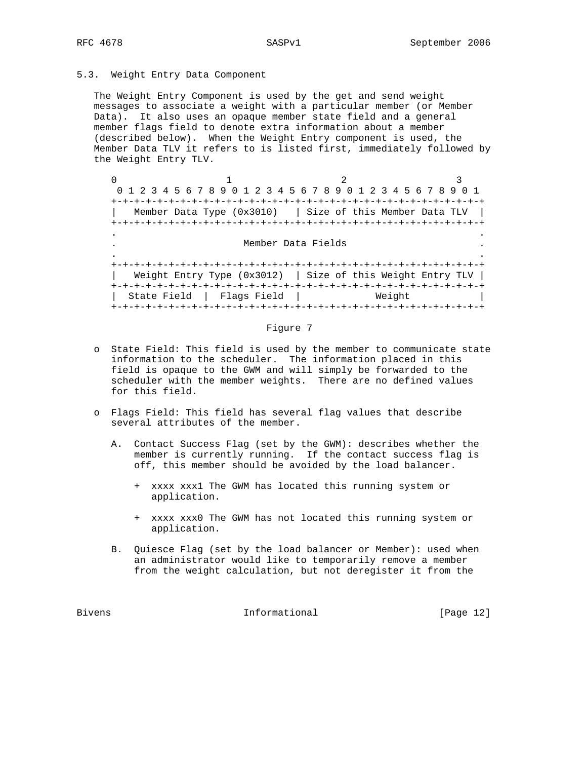### 5.3. Weight Entry Data Component

The Weight Entry Component is used by the get and send weight messages to associate a weight with a particular member (or Member Data). It also uses an opaque member state field and a general member flags field to denote extra information about a member (described below). When the Weight Entry component is used, the Member Data TLV it refers to is listed first, immediately followed by the Weight Entry TLV.

```
 0                   1                   2                   3
 0 1 2 3 4 5 6 7 8 9 0 1 2 3 4 5 6 7 8 9 0 1 2 3 4 5 6 7 8 9 0 1
+-+-+-+-+-+-+-+-+-+-+-+-+-+-+-+-+-+-+-+-+-+-+-+-+-+-+-+-+-+-+-+-+
|   Member Data Type (0x3010)   | Size of this Member Data TLV  |
+-+-+-+-+-+-+-+-+-+-+-+-+-+-+-+-+-+-+-+-+-+-+-+-+-+-+-+-+-+-+-+-+
.                                                               .
.                     Member Data Fields                        .
.                                                               .
+-+-+-+-+-+-+-+-+-+-+-+-+-+-+-+-+-+-+-+-+-+-+-+-+-+-+-+-+-+-+-+-+
|   Weight Entry Type (0x3012)  | Size of this Weight Entry TLV |
+-+-+-+-+-+-+-+-+-+-+-+-+-+-+-+-+-+-+-+-+-+-+-+-+-+-+-+-+-+-+-+-+
|  State Field  |  Flags Field  |            Weight             |
+-+-+-+-+-+-+-+-+-+-+-+-+-+-+-+-+-+-+-+-+-+-+-+-+-+-+-+-+-+-+-+-+
```

Figure 7

- State Field: This field is used by the member to communicate state information to the scheduler. The information placed in this field is opaque to the GWM and will simply be forwarded to the scheduler with the member weights. There are no defined values for this field.

- Flags Field: This field has several flag values that describe several attributes of the member.

  A. Contact Success Flag (set by the GWM): describes whether the member is currently running. If the contact success flag is off, this member should be avoided by the load balancer.

     + xxxx xxx1 The GWM has located this running system or application.

     + xxxx xxx0 The GWM has not located this running system or application.

  B. Quiesce Flag (set by the load balancer or Member): used when an administrator would like to temporarily remove a member from the weight calculation, but not deregister it from the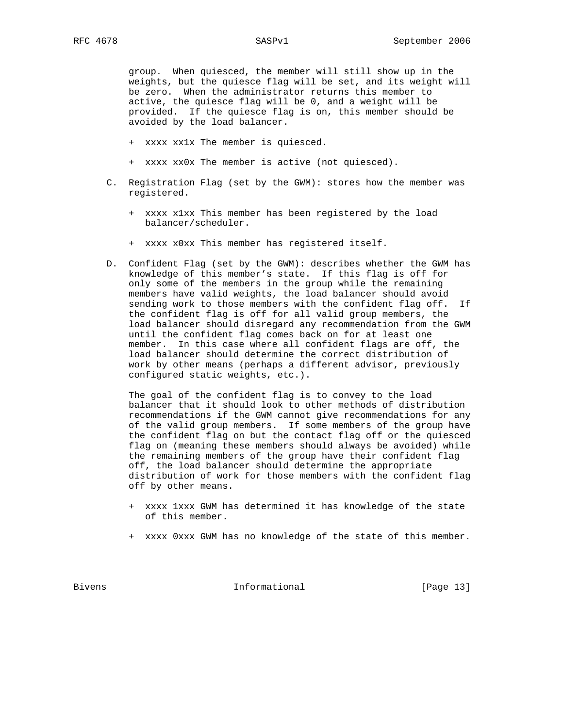group. When quiesced, the member will still show up in the weights, but the quiesce flag will be set, and its weight will be zero. When the administrator returns this member to active, the quiesce flag will be 0, and a weight will be provided. If the quiesce flag is on, this member should be avoided by the load balancer.

- xxxx xx1x The member is quiesced.
- xxxx xx0x The member is active (not quiesced).

C. Registration Flag (set by the GWM): stores how the member was registered.

- xxxx x1xx This member has been registered by the load balancer/scheduler.
- xxxx x0xx This member has registered itself.

D. Confident Flag (set by the GWM): describes whether the GWM has knowledge of this member's state. If this flag is off for only some of the members in the group while the remaining members have valid weights, the load balancer should avoid sending work to those members with the confident flag off. If the confident flag is off for all valid group members, the load balancer should disregard any recommendation from the GWM until the confident flag comes back on for at least one member. In this case where all confident flags are off, the load balancer should determine the correct distribution of work by other means (perhaps a different advisor, previously configured static weights, etc.).

The goal of the confident flag is to convey to the load balancer that it should look to other methods of distribution recommendations if the GWM cannot give recommendations for any of the valid group members. If some members of the group have the confident flag on but the contact flag off or the quiesced flag on (meaning these members should always be avoided) while the remaining members of the group have their confident flag off, the load balancer should determine the appropriate distribution of work for those members with the confident flag off by other means.

- xxxx 1xxx GWM has determined it has knowledge of the state of this member.
- xxxx 0xxx GWM has no knowledge of the state of this member.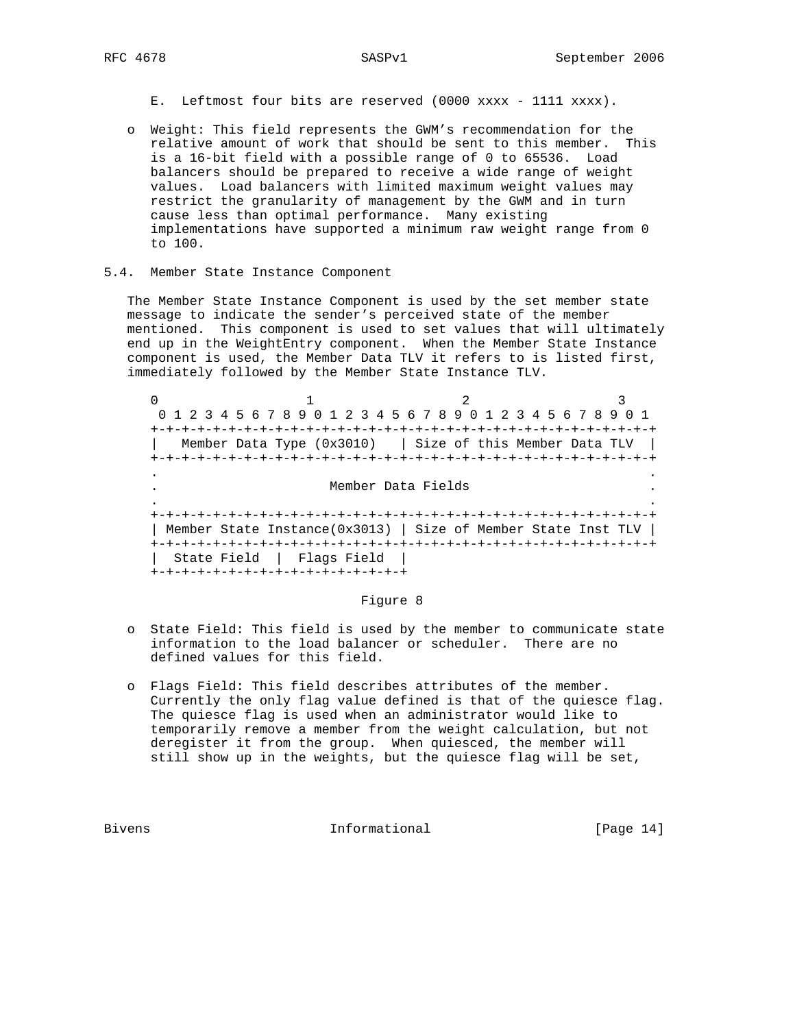E. Leftmost four bits are reserved (0000 xxxx - 1111 xxxx).

- Weight: This field represents the GWM's recommendation for the relative amount of work that should be sent to this member. This is a 16-bit field with a possible range of 0 to 65536. Load balancers should be prepared to receive a wide range of weight values. Load balancers with limited maximum weight values may restrict the granularity of management by the GWM and in turn cause less than optimal performance. Many existing implementations have supported a minimum raw weight range from 0 to 100.

### 5.4. Member State Instance Component

The Member State Instance Component is used by the set member state message to indicate the sender's perceived state of the member mentioned. This component is used to set values that will ultimately end up in the WeightEntry component. When the Member State Instance component is used, the Member Data TLV it refers to is listed first, immediately followed by the Member State Instance TLV.

```
 0                   1                   2                   3
  0 1 2 3 4 5 6 7 8 9 0 1 2 3 4 5 6 7 8 9 0 1 2 3 4 5 6 7 8 9 0 1
 +-+-+-+-+-+-+-+-+-+-+-+-+-+-+-+-+-+-+-+-+-+-+-+-+-+-+-+-+-+-+-+-+
 |   Member Data Type (0x3010)   | Size of this Member Data TLV  |
 +-+-+-+-+-+-+-+-+-+-+-+-+-+-+-+-+-+-+-+-+-+-+-+-+-+-+-+-+-+-+-+-+
 .                                                               .
 .                      Member Data Fields                       .
 .                                                               .
 +-+-+-+-+-+-+-+-+-+-+-+-+-+-+-+-+-+-+-+-+-+-+-+-+-+-+-+-+-+-+-+-+
 | Member State Instance(0x3013) | Size of Member State Inst TLV |
 +-+-+-+-+-+-+-+-+-+-+-+-+-+-+-+-+-+-+-+-+-+-+-+-+-+-+-+-+-+-+-+-+
 |  State Field  |  Flags Field  |
 +-+-+-+-+-+-+-+-+-+-+-+-+-+-+-+-+
```

Figure 8

- State Field: This field is used by the member to communicate state information to the load balancer or scheduler. There are no defined values for this field.

- Flags Field: This field describes attributes of the member. Currently the only flag value defined is that of the quiesce flag. The quiesce flag is used when an administrator would like to temporarily remove a member from the weight calculation, but not deregister it from the group. When quiesced, the member will still show up in the weights, but the quiesce flag will be set,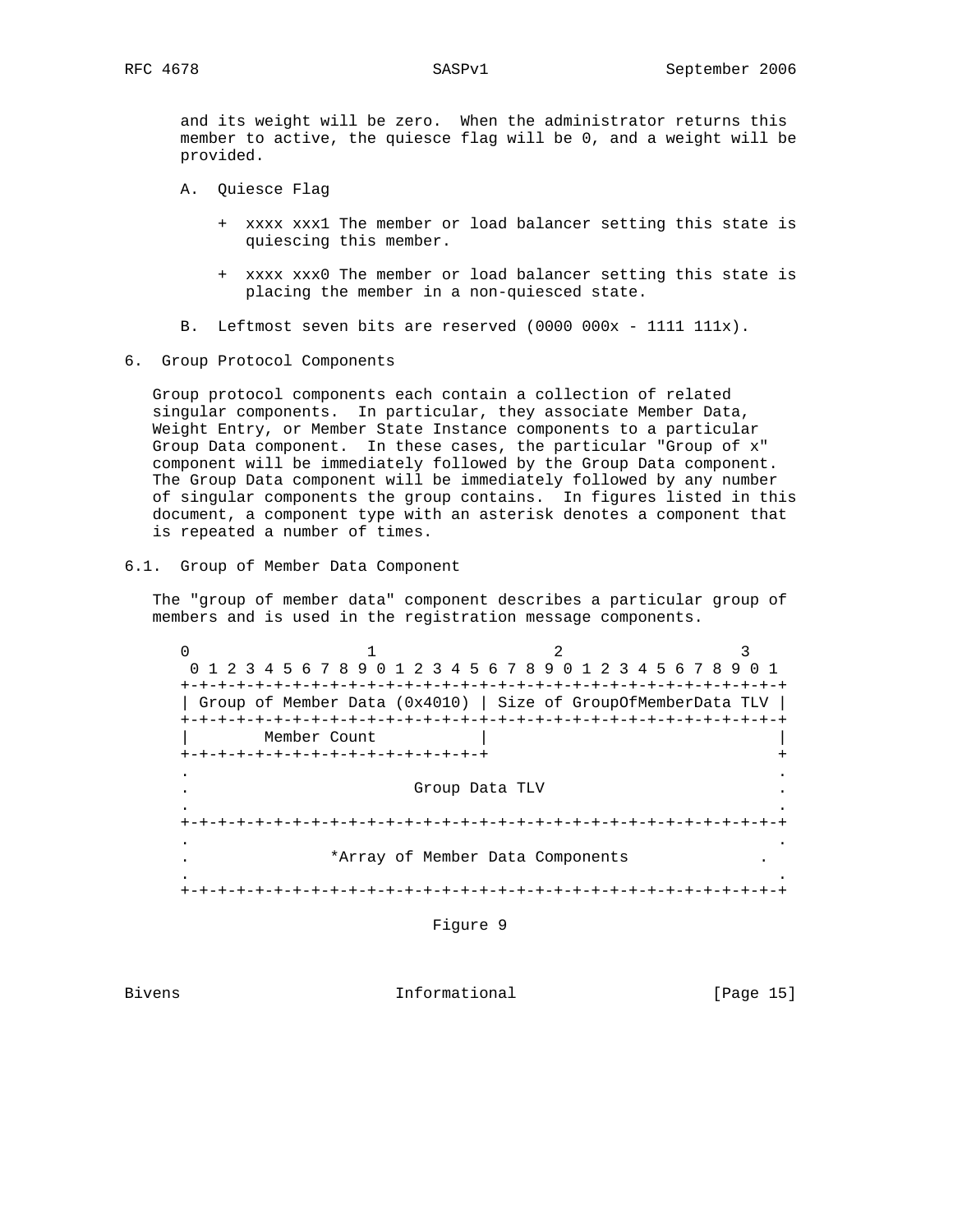and its weight will be zero. When the administrator returns this member to active, the quiesce flag will be 0, and a weight will be provided.

A. Quiesce Flag

   + xxxx xxx1 The member or load balancer setting this state is quiescing this member.

   + xxxx xxx0 The member or load balancer setting this state is placing the member in a non-quiesced state.

B. Leftmost seven bits are reserved (0000 000x - 1111 111x).

## 6. Group Protocol Components

Group protocol components each contain a collection of related singular components. In particular, they associate Member Data, Weight Entry, or Member State Instance components to a particular Group Data component. In these cases, the particular "Group of x" component will be immediately followed by the Group Data component. The Group Data component will be immediately followed by any number of singular components the group contains. In figures listed in this document, a component type with an asterisk denotes a component that is repeated a number of times.

### 6.1. Group of Member Data Component

The "group of member data" component describes a particular group of members and is used in the registration message components.

```
 0                   1                   2                   3
 0 1 2 3 4 5 6 7 8 9 0 1 2 3 4 5 6 7 8 9 0 1 2 3 4 5 6 7 8 9 0 1
+-+-+-+-+-+-+-+-+-+-+-+-+-+-+-+-+-+-+-+-+-+-+-+-+-+-+-+-+-+-+-+-+
| Group of Member Data (0x4010) | Size of GroupOfMemberData TLV |
+-+-+-+-+-+-+-+-+-+-+-+-+-+-+-+-+-+-+-+-+-+-+-+-+-+-+-+-+-+-+-+-+
|        Member Count           |                               |
+-+-+-+-+-+-+-+-+-+-+-+-+-+-+-+-+                               +
.                                                               .
.                        Group Data TLV                         .
.                                                               .
+-+-+-+-+-+-+-+-+-+-+-+-+-+-+-+-+-+-+-+-+-+-+-+-+-+-+-+-+-+-+-+-+
.                                                               .
.              *Array of Member Data Components                .
.                                                               .
+-+-+-+-+-+-+-+-+-+-+-+-+-+-+-+-+-+-+-+-+-+-+-+-+-+-+-+-+-+-+-+-+
```

Figure 9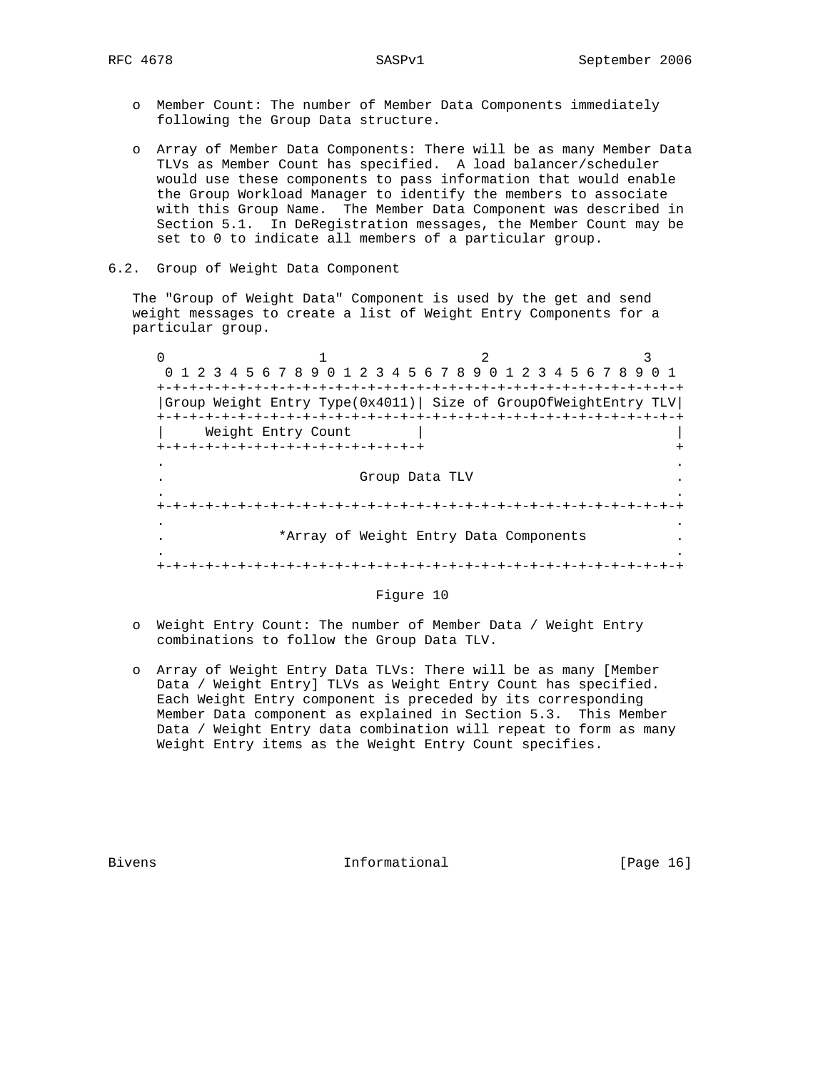- Member Count: The number of Member Data Components immediately following the Group Data structure.

- Array of Member Data Components: There will be as many Member Data TLVs as Member Count has specified. A load balancer/scheduler would use these components to pass information that would enable the Group Workload Manager to identify the members to associate with this Group Name. The Member Data Component was described in Section 5.1. In DeRegistration messages, the Member Count may be set to 0 to indicate all members of a particular group.

### 6.2. Group of Weight Data Component

The "Group of Weight Data" Component is used by the get and send weight messages to create a list of Weight Entry Components for a particular group.

```
 0                   1                   2                   3
  0 1 2 3 4 5 6 7 8 9 0 1 2 3 4 5 6 7 8 9 0 1 2 3 4 5 6 7 8 9 0 1
 +-+-+-+-+-+-+-+-+-+-+-+-+-+-+-+-+-+-+-+-+-+-+-+-+-+-+-+-+-+-+-+-+
 |Group Weight Entry Type(0x4011)| Size of GroupOfWeightEntry TLV|
 +-+-+-+-+-+-+-+-+-+-+-+-+-+-+-+-+-+-+-+-+-+-+-+-+-+-+-+-+-+-+-+-+
 |     Weight Entry Count        |                               |
 +-+-+-+-+-+-+-+-+-+-+-+-+-+-+-+-+                               +
 .                                                               .
 .                         Group Data TLV                        .
 .                                                               .
 +-+-+-+-+-+-+-+-+-+-+-+-+-+-+-+-+-+-+-+-+-+-+-+-+-+-+-+-+-+-+-+-+
 .                                                               .
 .              *Array of Weight Entry Data Components           .
 .                                                               .
 +-+-+-+-+-+-+-+-+-+-+-+-+-+-+-+-+-+-+-+-+-+-+-+-+-+-+-+-+-+-+-+-+
```

Figure 10

- Weight Entry Count: The number of Member Data / Weight Entry combinations to follow the Group Data TLV.

- Array of Weight Entry Data TLVs: There will be as many [Member Data / Weight Entry] TLVs as Weight Entry Count has specified. Each Weight Entry component is preceded by its corresponding Member Data component as explained in Section 5.3. This Member Data / Weight Entry data combination will repeat to form as many Weight Entry items as the Weight Entry Count specifies.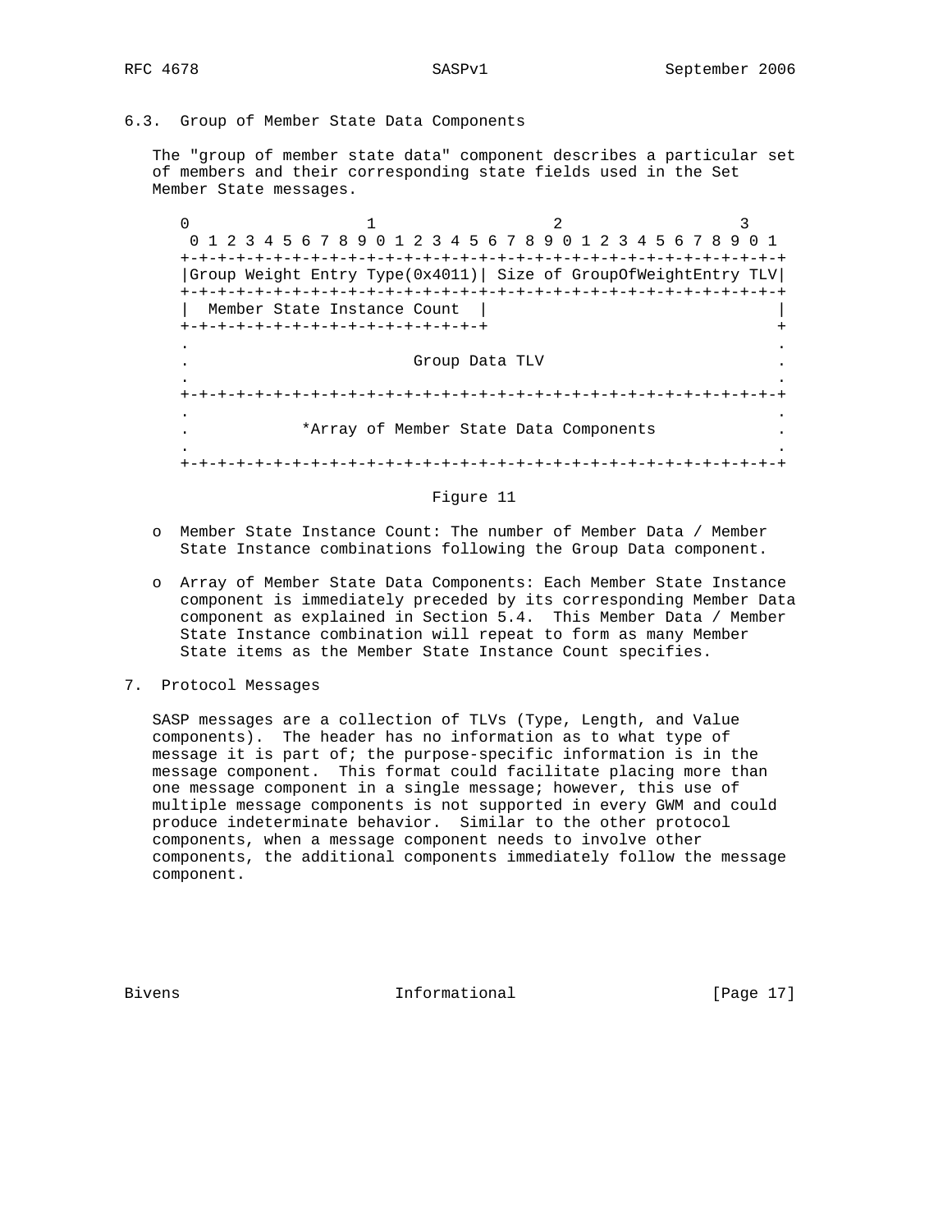## 6.3. Group of Member State Data Components

The "group of member state data" component describes a particular set of members and their corresponding state fields used in the Set Member State messages.

```
 0                   1                   2                   3
  0 1 2 3 4 5 6 7 8 9 0 1 2 3 4 5 6 7 8 9 0 1 2 3 4 5 6 7 8 9 0 1
 +-+-+-+-+-+-+-+-+-+-+-+-+-+-+-+-+-+-+-+-+-+-+-+-+-+-+-+-+-+-+-+-+
 |Group Weight Entry Type(0x4011)| Size of GroupOfWeightEntry TLV|
 +-+-+-+-+-+-+-+-+-+-+-+-+-+-+-+-+-+-+-+-+-+-+-+-+-+-+-+-+-+-+-+-+
 |  Member State Instance Count  |                               |
 +-+-+-+-+-+-+-+-+-+-+-+-+-+-+-+-+                               +
 .                                                               .
 .                         Group Data TLV                        .
 .                                                               .
 +-+-+-+-+-+-+-+-+-+-+-+-+-+-+-+-+-+-+-+-+-+-+-+-+-+-+-+-+-+-+-+-+
 .                                                               .
 .            *Array of Member State Data Components             .
 .                                                               .
 +-+-+-+-+-+-+-+-+-+-+-+-+-+-+-+-+-+-+-+-+-+-+-+-+-+-+-+-+-+-+-+-+
```

Figure 11

- Member State Instance Count: The number of Member Data / Member State Instance combinations following the Group Data component.
- Array of Member State Data Components: Each Member State Instance component is immediately preceded by its corresponding Member Data component as explained in Section 5.4. This Member Data / Member State Instance combination will repeat to form as many Member State items as the Member State Instance Count specifies.

# 7. Protocol Messages

SASP messages are a collection of TLVs (Type, Length, and Value components). The header has no information as to what type of message it is part of; the purpose-specific information is in the message component. This format could facilitate placing more than one message component in a single message; however, this use of multiple message components is not supported in every GWM and could produce indeterminate behavior. Similar to the other protocol components, when a message component needs to involve other components, the additional components immediately follow the message component.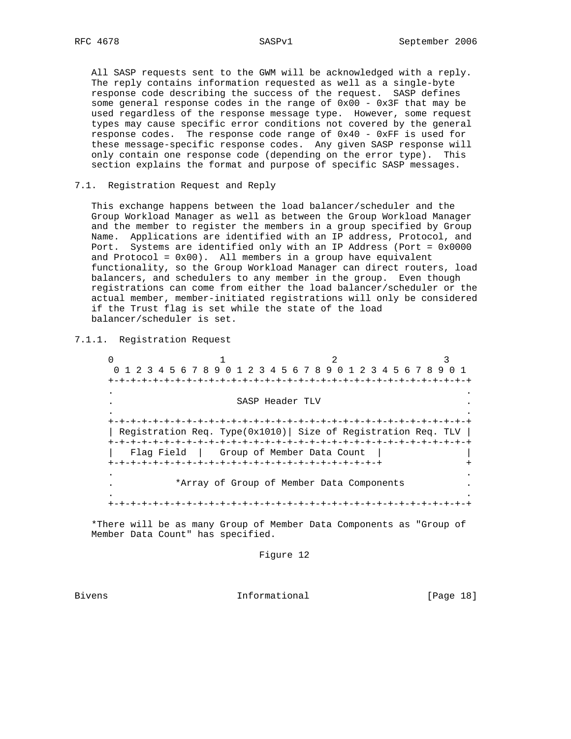All SASP requests sent to the GWM will be acknowledged with a reply. The reply contains information requested as well as a single-byte response code describing the success of the request. SASP defines some general response codes in the range of 0x00 - 0x3F that may be used regardless of the response message type. However, some request types may cause specific error conditions not covered by the general response codes. The response code range of 0x40 - 0xFF is used for these message-specific response codes. Any given SASP response will only contain one response code (depending on the error type). This section explains the format and purpose of specific SASP messages.

## 7.1. Registration Request and Reply

This exchange happens between the load balancer/scheduler and the Group Workload Manager as well as between the Group Workload Manager and the member to register the members in a group specified by Group Name. Applications are identified with an IP address, Protocol, and Port. Systems are identified only with an IP Address (Port = 0x0000 and Protocol = 0x00). All members in a group have equivalent functionality, so the Group Workload Manager can direct routers, load balancers, and schedulers to any member in the group. Even though registrations can come from either the load balancer/scheduler or the actual member, member-initiated registrations will only be considered if the Trust flag is set while the state of the load balancer/scheduler is set.

### 7.1.1. Registration Request

```
 0                   1                   2                   3
 0 1 2 3 4 5 6 7 8 9 0 1 2 3 4 5 6 7 8 9 0 1 2 3 4 5 6 7 8 9 0 1
+-+-+-+-+-+-+-+-+-+-+-+-+-+-+-+-+-+-+-+-+-+-+-+-+-+-+-+-+-+-+-+-+
.                                                               .
.                       SASP Header TLV                         .
.                                                               .
+-+-+-+-+-+-+-+-+-+-+-+-+-+-+-+-+-+-+-+-+-+-+-+-+-+-+-+-+-+-+-+-+
| Registration Req. Type(0x1010)| Size of Registration Req. TLV |
+-+-+-+-+-+-+-+-+-+-+-+-+-+-+-+-+-+-+-+-+-+-+-+-+-+-+-+-+-+-+-+-+
|   Flag Field  |   Group of Member Data Count  |               |
+-+-+-+-+-+-+-+-+-+-+-+-+-+-+-+-+-+-+-+-+-+-+-+-+               +
.                                                               .
.           *Array of Group of Member Data Components            .
.                                                               .
+-+-+-+-+-+-+-+-+-+-+-+-+-+-+-+-+-+-+-+-+-+-+-+-+-+-+-+-+-+-+-+-+
```

*There will be as many Group of Member Data Components as "Group of Member Data Count" has specified.

Figure 12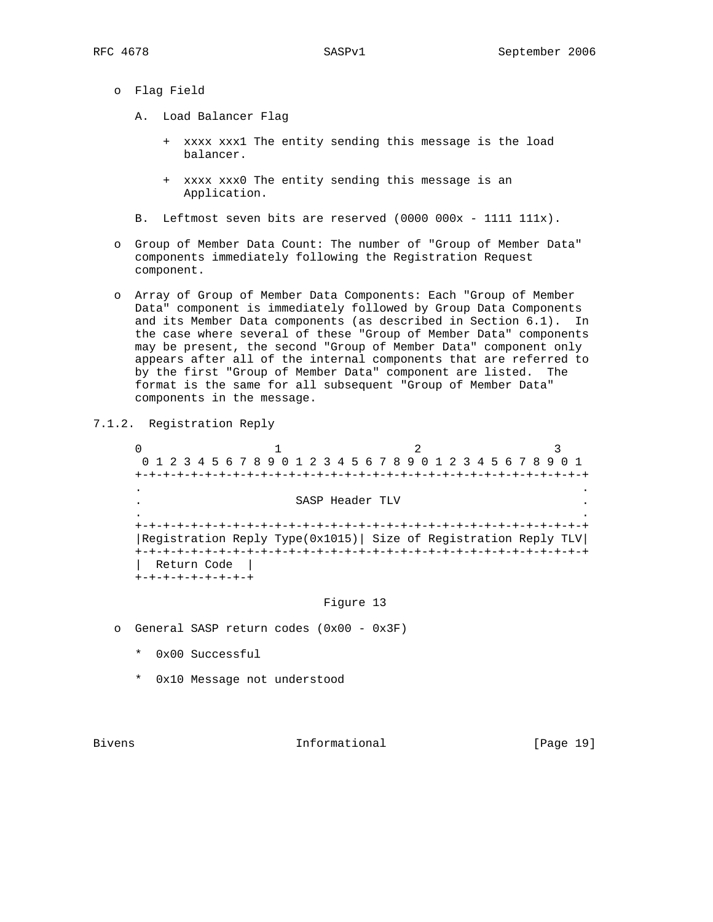- Flag Field

  A. Load Balancer Flag

     + xxxx xxx1 The entity sending this message is the load balancer.

     + xxxx xxx0 The entity sending this message is an Application.

  B. Leftmost seven bits are reserved (0000 000x - 1111 111x).

- Group of Member Data Count: The number of "Group of Member Data" components immediately following the Registration Request component.

- Array of Group of Member Data Components: Each "Group of Member Data" component is immediately followed by Group Data Components and its Member Data components (as described in Section 6.1). In the case where several of these "Group of Member Data" components may be present, the second "Group of Member Data" component only appears after all of the internal components that are referred to by the first "Group of Member Data" component are listed. The format is the same for all subsequent "Group of Member Data" components in the message.

### 7.1.2. Registration Reply

```
 0                   1                   2                   3
  0 1 2 3 4 5 6 7 8 9 0 1 2 3 4 5 6 7 8 9 0 1 2 3 4 5 6 7 8 9 0 1
 +-+-+-+-+-+-+-+-+-+-+-+-+-+-+-+-+-+-+-+-+-+-+-+-+-+-+-+-+-+-+-+-+
 .                                                               .
 .                       SASP Header TLV                         .
 .                                                               .
 +-+-+-+-+-+-+-+-+-+-+-+-+-+-+-+-+-+-+-+-+-+-+-+-+-+-+-+-+-+-+-+-+
 |Registration Reply Type(0x1015)| Size of Registration Reply TLV|
 +-+-+-+-+-+-+-+-+-+-+-+-+-+-+-+-+-+-+-+-+-+-+-+-+-+-+-+-+-+-+-+-+
 |  Return Code  |
 +-+-+-+-+-+-+-+-+
```

Figure 13

- General SASP return codes (0x00 - 0x3F)

  * 0x00 Successful

  * 0x10 Message not understood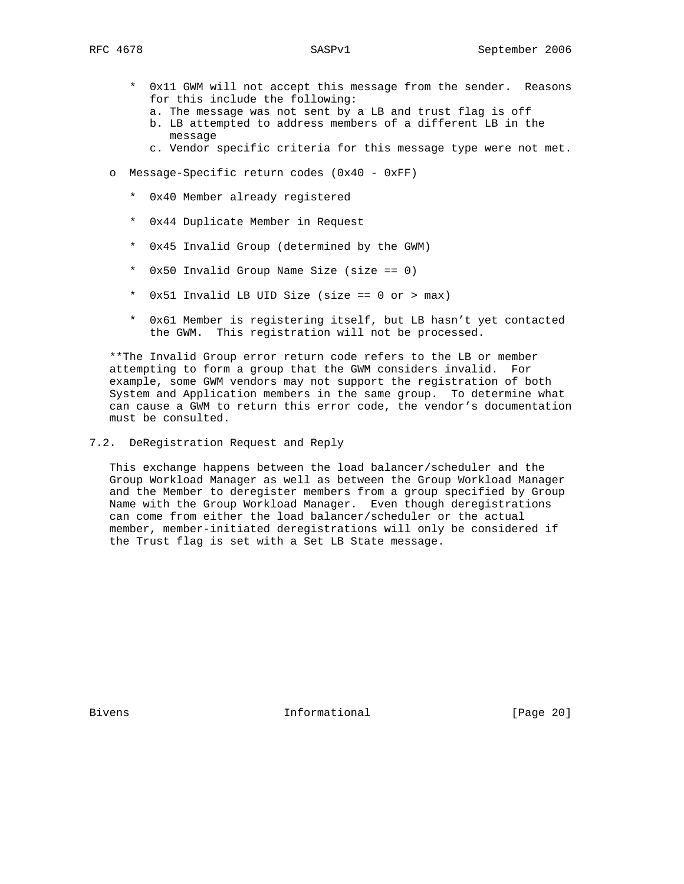- 0x11 GWM will not accept this message from the sender. Reasons for this include the following:
  - a. The message was not sent by a LB and trust flag is off
  - b. LB attempted to address members of a different LB in the message
  - c. Vendor specific criteria for this message type were not met.

- Message-Specific return codes (0x40 - 0xFF)

  - 0x40 Member already registered

  - 0x44 Duplicate Member in Request

  - 0x45 Invalid Group (determined by the GWM)

  - 0x50 Invalid Group Name Size (size == 0)

  - 0x51 Invalid LB UID Size (size == 0 or > max)

  - 0x61 Member is registering itself, but LB hasn't yet contacted the GWM. This registration will not be processed.

**The Invalid Group error return code refers to the LB or member attempting to form a group that the GWM considers invalid. For example, some GWM vendors may not support the registration of both System and Application members in the same group. To determine what can cause a GWM to return this error code, the vendor's documentation must be consulted.

## 7.2. DeRegistration Request and Reply

This exchange happens between the load balancer/scheduler and the Group Workload Manager as well as between the Group Workload Manager and the Member to deregister members from a group specified by Group Name with the Group Workload Manager. Even though deregistrations can come from either the load balancer/scheduler or the actual member, member-initiated deregistrations will only be considered if the Trust flag is set with a Set LB State message.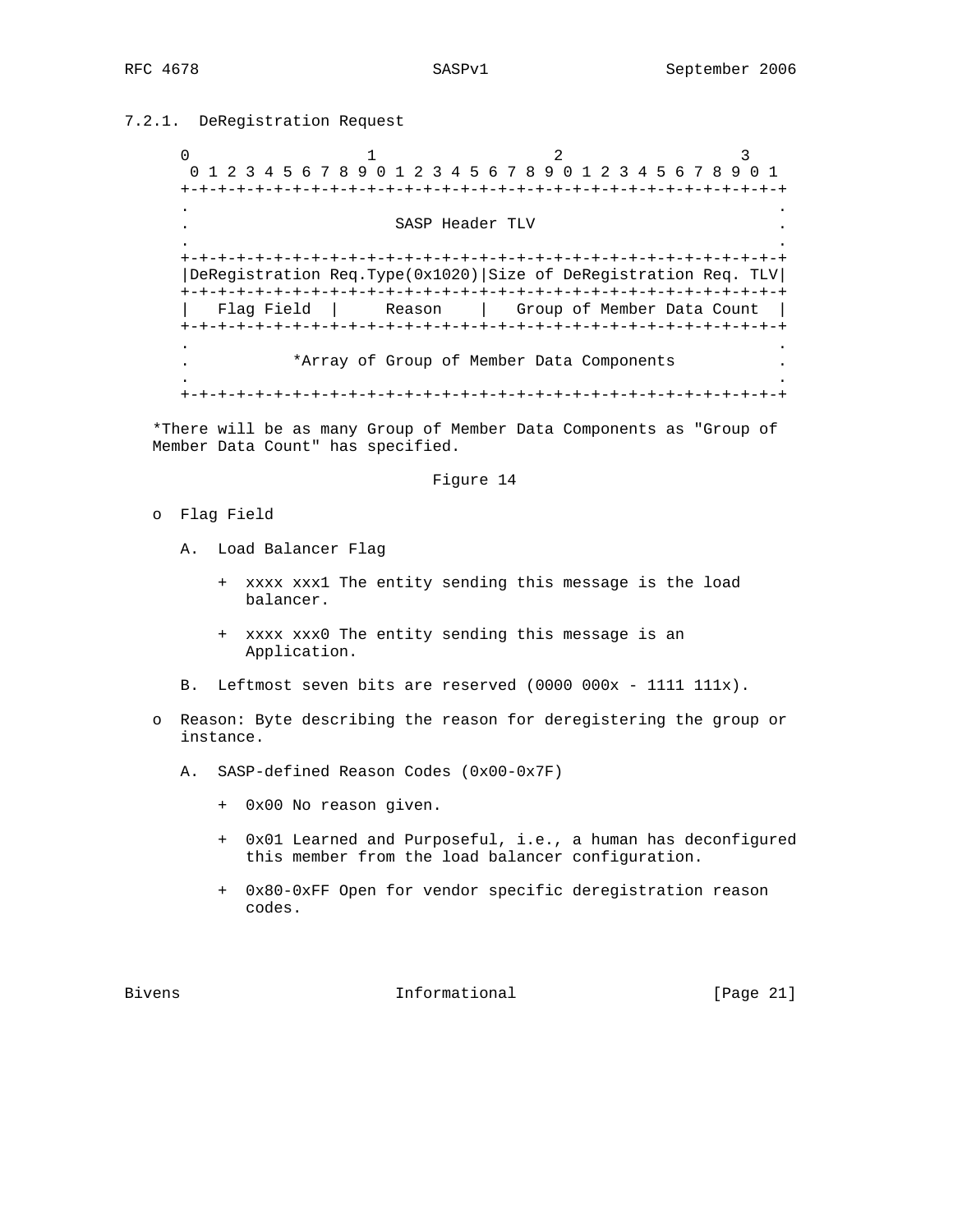### 7.2.1. DeRegistration Request

```
 0                   1                   2                   3
 0 1 2 3 4 5 6 7 8 9 0 1 2 3 4 5 6 7 8 9 0 1 2 3 4 5 6 7 8 9 0 1
+-+-+-+-+-+-+-+-+-+-+-+-+-+-+-+-+-+-+-+-+-+-+-+-+-+-+-+-+-+-+-+-+
.                                                               .
.                       SASP Header TLV                         .
.                                                               .
+-+-+-+-+-+-+-+-+-+-+-+-+-+-+-+-+-+-+-+-+-+-+-+-+-+-+-+-+-+-+-+-+
|DeRegistration Req.Type(0x1020)|Size of DeRegistration Req. TLV|
+-+-+-+-+-+-+-+-+-+-+-+-+-+-+-+-+-+-+-+-+-+-+-+-+-+-+-+-+-+-+-+-+
|   Flag Field  |     Reason    |   Group of Member Data Count  |
+-+-+-+-+-+-+-+-+-+-+-+-+-+-+-+-+-+-+-+-+-+-+-+-+-+-+-+-+-+-+-+-+
.                                                               .
.           *Array of Group of Member Data Components           .
.                                                               .
+-+-+-+-+-+-+-+-+-+-+-+-+-+-+-+-+-+-+-+-+-+-+-+-+-+-+-+-+-+-+-+-+
```

*There will be as many Group of Member Data Components as "Group of Member Data Count" has specified.

Figure 14

- Flag Field
  - A. Load Balancer Flag
    - xxxx xxx1 The entity sending this message is the load balancer.
    - xxxx xxx0 The entity sending this message is an Application.
  - B. Leftmost seven bits are reserved (0000 000x - 1111 111x).
- Reason: Byte describing the reason for deregistering the group or instance.
  - A. SASP-defined Reason Codes (0x00-0x7F)
    - 0x00 No reason given.
    - 0x01 Learned and Purposeful, i.e., a human has deconfigured this member from the load balancer configuration.
    - 0x80-0xFF Open for vendor specific deregistration reason codes.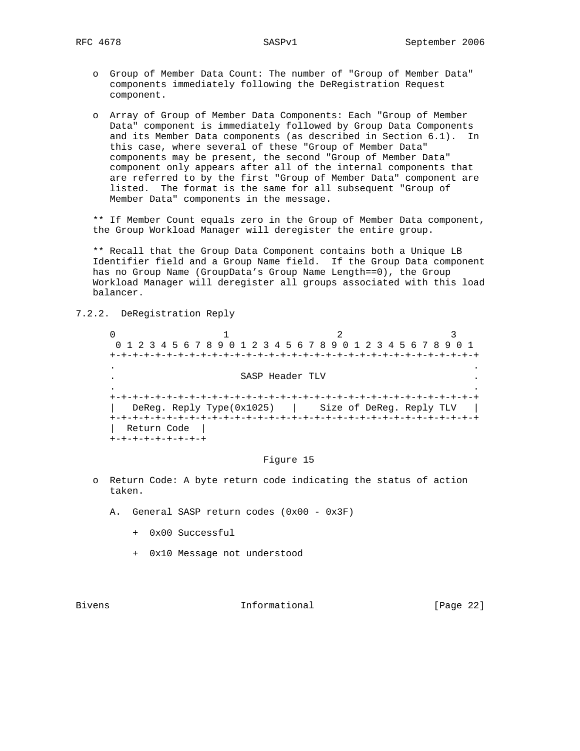- Group of Member Data Count: The number of "Group of Member Data" components immediately following the DeRegistration Request component.

- Array of Group of Member Data Components: Each "Group of Member Data" component is immediately followed by Group Data Components and its Member Data components (as described in Section 6.1). In this case, where several of these "Group of Member Data" components may be present, the second "Group of Member Data" component only appears after all of the internal components that are referred to by the first "Group of Member Data" component are listed. The format is the same for all subsequent "Group of Member Data" components in the message.

** If Member Count equals zero in the Group of Member Data component, the Group Workload Manager will deregister the entire group.

** Recall that the Group Data Component contains both a Unique LB Identifier field and a Group Name field. If the Group Data component has no Group Name (GroupData’s Group Name Length==0), the Group Workload Manager will deregister all groups associated with this load balancer.

### 7.2.2. DeRegistration Reply

```
 0                   1                   2                   3
  0 1 2 3 4 5 6 7 8 9 0 1 2 3 4 5 6 7 8 9 0 1 2 3 4 5 6 7 8 9 0 1
 +-+-+-+-+-+-+-+-+-+-+-+-+-+-+-+-+-+-+-+-+-+-+-+-+-+-+-+-+-+-+-+-+
 .                                                               .
 .                       SASP Header TLV                         .
 .                                                               .
 +-+-+-+-+-+-+-+-+-+-+-+-+-+-+-+-+-+-+-+-+-+-+-+-+-+-+-+-+-+-+-+-+
 |   DeReg. Reply Type(0x1025)   |     Size of DeReg. Reply TLV   |
 +-+-+-+-+-+-+-+-+-+-+-+-+-+-+-+-+-+-+-+-+-+-+-+-+-+-+-+-+-+-+-+-+
 |  Return Code  |
 +-+-+-+-+-+-+-+-+
```

Figure 15

- Return Code: A byte return code indicating the status of action taken.

  A. General SASP return codes (0x00 - 0x3F)

     + 0x00 Successful

     + 0x10 Message not understood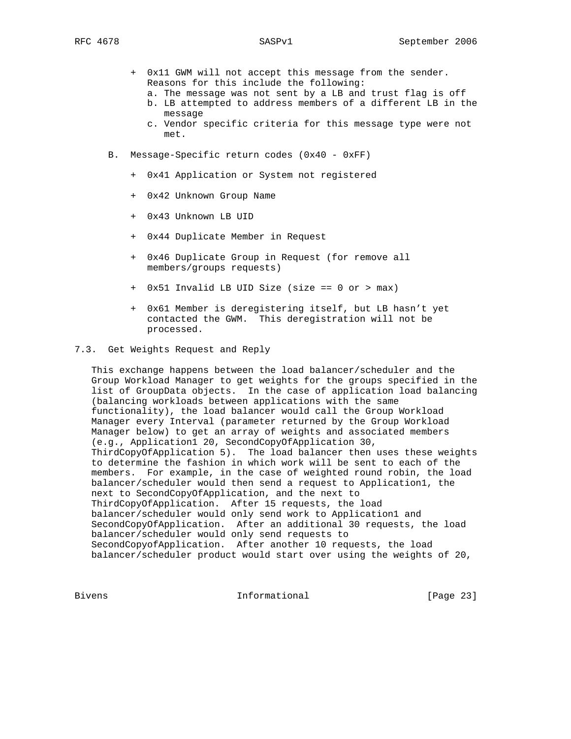- 0x11 GWM will not accept this message from the sender. Reasons for this include the following:
  - a. The message was not sent by a LB and trust flag is off
  - b. LB attempted to address members of a different LB in the message
  - c. Vendor specific criteria for this message type were not met.

B. Message-Specific return codes (0x40 - 0xFF)

- 0x41 Application or System not registered
- 0x42 Unknown Group Name
- 0x43 Unknown LB UID
- 0x44 Duplicate Member in Request
- 0x46 Duplicate Group in Request (for remove all members/groups requests)
- 0x51 Invalid LB UID Size (size == 0 or > max)
- 0x61 Member is deregistering itself, but LB hasn't yet contacted the GWM. This deregistration will not be processed.

## 7.3. Get Weights Request and Reply

This exchange happens between the load balancer/scheduler and the Group Workload Manager to get weights for the groups specified in the list of GroupData objects. In the case of application load balancing (balancing workloads between applications with the same functionality), the load balancer would call the Group Workload Manager every Interval (parameter returned by the Group Workload Manager below) to get an array of weights and associated members (e.g., Application1 20, SecondCopyOfApplication 30, ThirdCopyOfApplication 5). The load balancer then uses these weights to determine the fashion in which work will be sent to each of the members. For example, in the case of weighted round robin, the load balancer/scheduler would then send a request to Application1, the next to SecondCopyOfApplication, and the next to ThirdCopyOfApplication. After 15 requests, the load balancer/scheduler would only send work to Application1 and SecondCopyOfApplication. After an additional 30 requests, the load balancer/scheduler would only send requests to SecondCopyofApplication. After another 10 requests, the load balancer/scheduler product would start over using the weights of 20,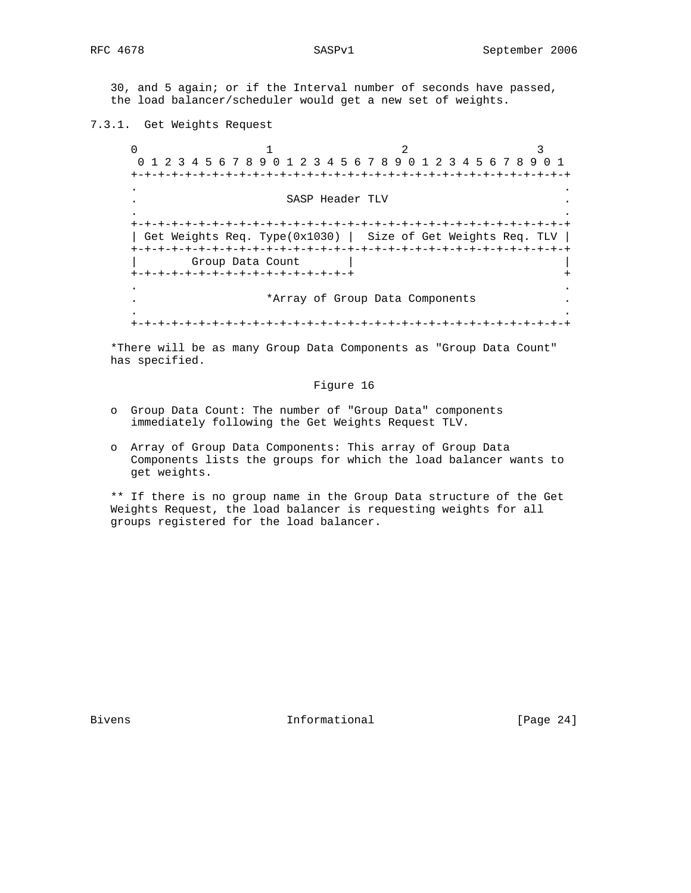30, and 5 again; or if the Interval number of seconds have passed, the load balancer/scheduler would get a new set of weights.

### 7.3.1. Get Weights Request

```
 0                   1                   2                   3
 0 1 2 3 4 5 6 7 8 9 0 1 2 3 4 5 6 7 8 9 0 1 2 3 4 5 6 7 8 9 0 1
+-+-+-+-+-+-+-+-+-+-+-+-+-+-+-+-+-+-+-+-+-+-+-+-+-+-+-+-+-+-+-+-+
.                                                               .
.                       SASP Header TLV                         .
.                                                               .
+-+-+-+-+-+-+-+-+-+-+-+-+-+-+-+-+-+-+-+-+-+-+-+-+-+-+-+-+-+-+-+-+
| Get Weights Req. Type(0x1030) |  Size of Get Weights Req. TLV |
+-+-+-+-+-+-+-+-+-+-+-+-+-+-+-+-+-+-+-+-+-+-+-+-+-+-+-+-+-+-+-+-+
|        Group Data Count       |                               |
+-+-+-+-+-+-+-+-+-+-+-+-+-+-+-+-+                               +
.                                                               .
.                    *Array of Group Data Components            .
.                                                               .
+-+-+-+-+-+-+-+-+-+-+-+-+-+-+-+-+-+-+-+-+-+-+-+-+-+-+-+-+-+-+-+-+
```

*There will be as many Group Data Components as "Group Data Count" has specified.

Figure 16

- Group Data Count: The number of "Group Data" components immediately following the Get Weights Request TLV.
- Array of Group Data Components: This array of Group Data Components lists the groups for which the load balancer wants to get weights.

** If there is no group name in the Group Data structure of the Get Weights Request, the load balancer is requesting weights for all groups registered for the load balancer.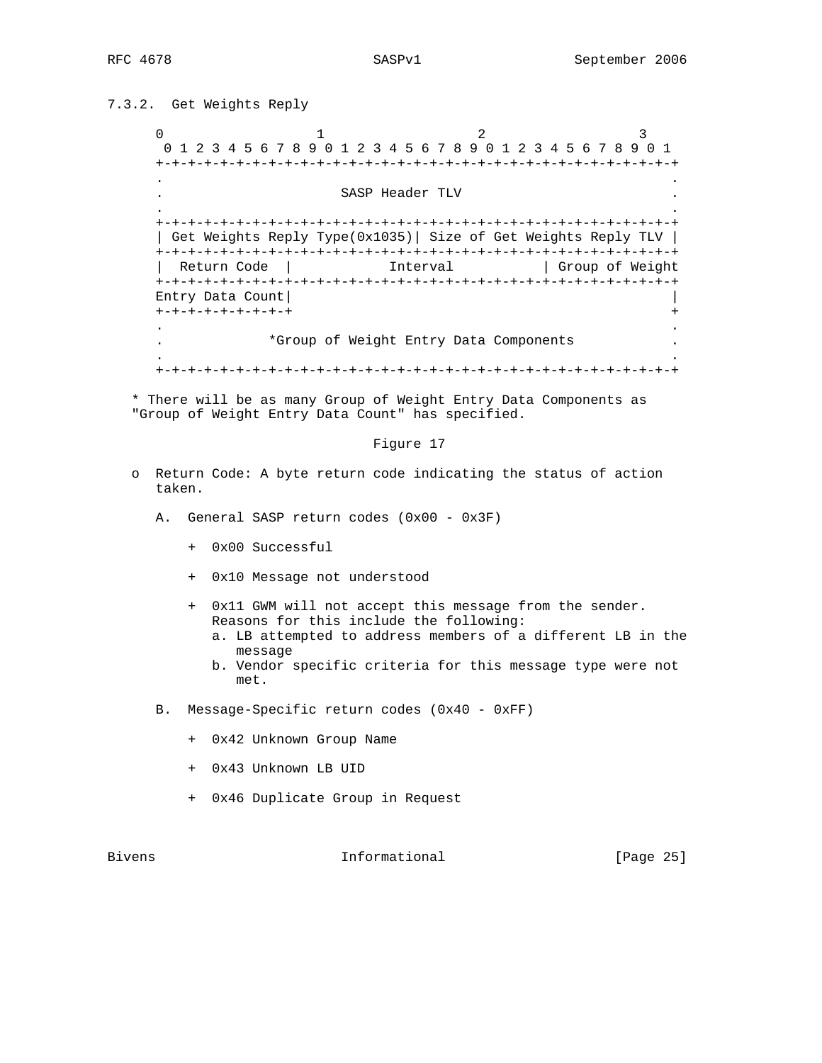### 7.3.2. Get Weights Reply

```
 0                   1                   2                   3
  0 1 2 3 4 5 6 7 8 9 0 1 2 3 4 5 6 7 8 9 0 1 2 3 4 5 6 7 8 9 0 1
 +-+-+-+-+-+-+-+-+-+-+-+-+-+-+-+-+-+-+-+-+-+-+-+-+-+-+-+-+-+-+-+-+
 .                                                               .
 .                        SASP Header TLV                        .
 .                                                               .
 +-+-+-+-+-+-+-+-+-+-+-+-+-+-+-+-+-+-+-+-+-+-+-+-+-+-+-+-+-+-+-+-+
 | Get Weights Reply Type(0x1035)| Size of Get Weights Reply TLV |
 +-+-+-+-+-+-+-+-+-+-+-+-+-+-+-+-+-+-+-+-+-+-+-+-+-+-+-+-+-+-+-+-+
 |  Return Code  |           Interval            | Group of Weight
 +-+-+-+-+-+-+-+-+-+-+-+-+-+-+-+-+-+-+-+-+-+-+-+-+-+-+-+-+-+-+-+-+
 Entry Data Count|                                               |
 +-+-+-+-+-+-+-+-+                                               +
 .                                                               .
 .             *Group of Weight Entry Data Components            .
 .                                                               .
 +-+-+-+-+-+-+-+-+-+-+-+-+-+-+-+-+-+-+-+-+-+-+-+-+-+-+-+-+-+-+-+-+
```

* There will be as many Group of Weight Entry Data Components as "Group of Weight Entry Data Count" has specified.

Figure 17

- Return Code: A byte return code indicating the status of action taken.

  A. General SASP return codes (0x00 - 0x3F)

     + 0x00 Successful

     + 0x10 Message not understood

     + 0x11 GWM will not accept this message from the sender. Reasons for this include the following:
       a. LB attempted to address members of a different LB in the message
       b. Vendor specific criteria for this message type were not met.

  B. Message-Specific return codes (0x40 - 0xFF)

     + 0x42 Unknown Group Name

     + 0x43 Unknown LB UID

     + 0x46 Duplicate Group in Request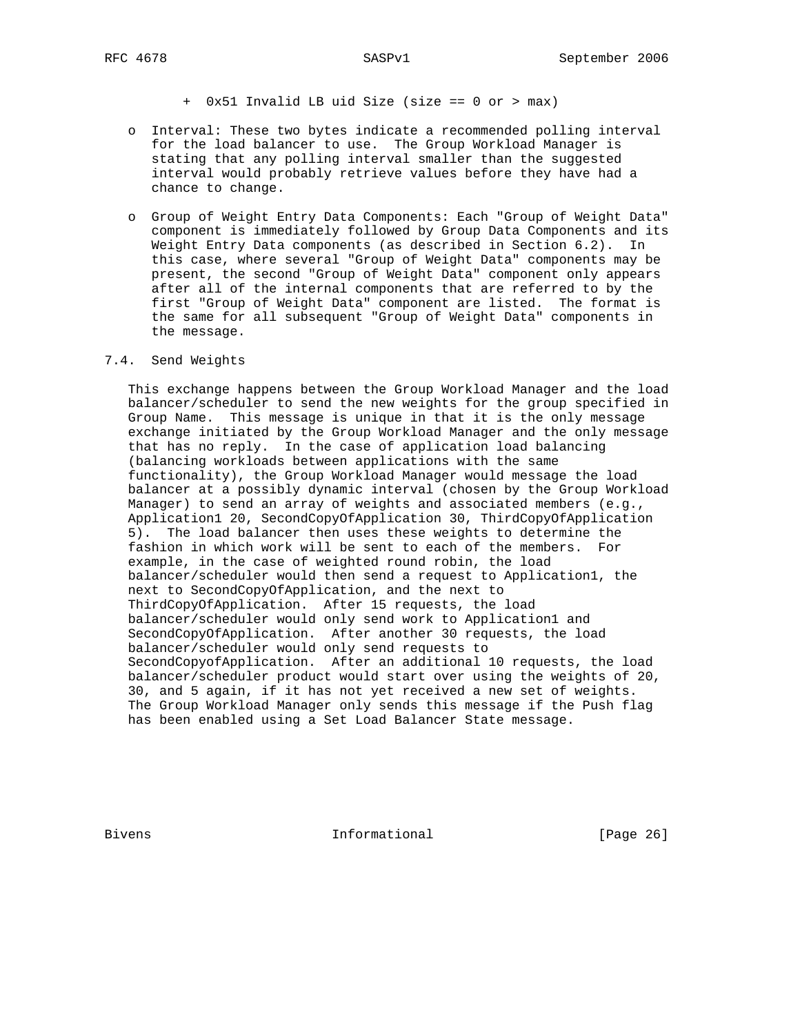+ 0x51 Invalid LB uid Size (size == 0 or > max)

- Interval: These two bytes indicate a recommended polling interval for the load balancer to use. The Group Workload Manager is stating that any polling interval smaller than the suggested interval would probably retrieve values before they have had a chance to change.

- Group of Weight Entry Data Components: Each "Group of Weight Data" component is immediately followed by Group Data Components and its Weight Entry Data components (as described in Section 6.2). In this case, where several "Group of Weight Data" components may be present, the second "Group of Weight Data" component only appears after all of the internal components that are referred to by the first "Group of Weight Data" component are listed. The format is the same for all subsequent "Group of Weight Data" components in the message.

## 7.4. Send Weights

This exchange happens between the Group Workload Manager and the load balancer/scheduler to send the new weights for the group specified in Group Name. This message is unique in that it is the only message exchange initiated by the Group Workload Manager and the only message that has no reply. In the case of application load balancing (balancing workloads between applications with the same functionality), the Group Workload Manager would message the load balancer at a possibly dynamic interval (chosen by the Group Workload Manager) to send an array of weights and associated members (e.g., Application1 20, SecondCopyOfApplication 30, ThirdCopyOfApplication 5). The load balancer then uses these weights to determine the fashion in which work will be sent to each of the members. For example, in the case of weighted round robin, the load balancer/scheduler would then send a request to Application1, the next to SecondCopyOfApplication, and the next to ThirdCopyOfApplication. After 15 requests, the load balancer/scheduler would only send work to Application1 and SecondCopyOfApplication. After another 30 requests, the load balancer/scheduler would only send requests to SecondCopyofApplication. After an additional 10 requests, the load balancer/scheduler product would start over using the weights of 20, 30, and 5 again, if it has not yet received a new set of weights. The Group Workload Manager only sends this message if the Push flag has been enabled using a Set Load Balancer State message.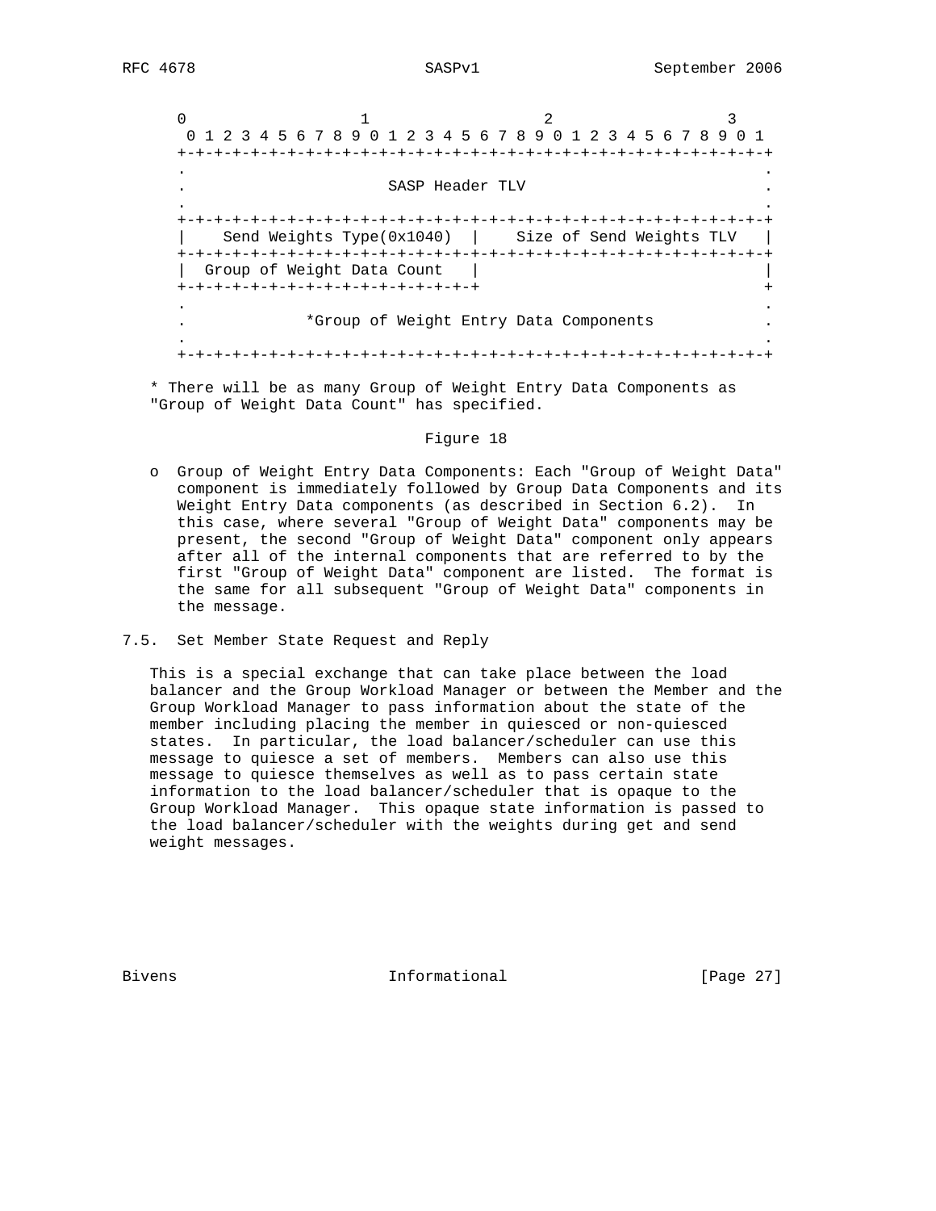```
    0                   1                   2                   3
     0 1 2 3 4 5 6 7 8 9 0 1 2 3 4 5 6 7 8 9 0 1 2 3 4 5 6 7 8 9 0 1
    +-+-+-+-+-+-+-+-+-+-+-+-+-+-+-+-+-+-+-+-+-+-+-+-+-+-+-+-+-+-+-+-+
    .                                                               .
    .                       SASP Header TLV                         .
    .                                                               .
    +-+-+-+-+-+-+-+-+-+-+-+-+-+-+-+-+-+-+-+-+-+-+-+-+-+-+-+-+-+-+-+-+
    |    Send Weights Type(0x1040)  |    Size of Send Weights TLV   |
    +-+-+-+-+-+-+-+-+-+-+-+-+-+-+-+-+-+-+-+-+-+-+-+-+-+-+-+-+-+-+-+-+
    |  Group of Weight Data Count   |                               |
    +-+-+-+-+-+-+-+-+-+-+-+-+-+-+-+-+                               +
    .                                                               .
    .            *Group of Weight Entry Data Components             .
    .                                                               .
    +-+-+-+-+-+-+-+-+-+-+-+-+-+-+-+-+-+-+-+-+-+-+-+-+-+-+-+-+-+-+-+-+
```

\* There will be as many Group of Weight Entry Data Components as "Group of Weight Data Count" has specified.

Figure 18

- Group of Weight Entry Data Components: Each "Group of Weight Data" component is immediately followed by Group Data Components and its Weight Entry Data components (as described in Section 6.2). In this case, where several "Group of Weight Data" components may be present, the second "Group of Weight Data" component only appears after all of the internal components that are referred to by the first "Group of Weight Data" component are listed. The format is the same for all subsequent "Group of Weight Data" components in the message.

## 7.5. Set Member State Request and Reply

This is a special exchange that can take place between the load balancer and the Group Workload Manager or between the Member and the Group Workload Manager to pass information about the state of the member including placing the member in quiesced or non-quiesced states. In particular, the load balancer/scheduler can use this message to quiesce a set of members. Members can also use this message to quiesce themselves as well as to pass certain state information to the load balancer/scheduler that is opaque to the Group Workload Manager. This opaque state information is passed to the load balancer/scheduler with the weights during get and send weight messages.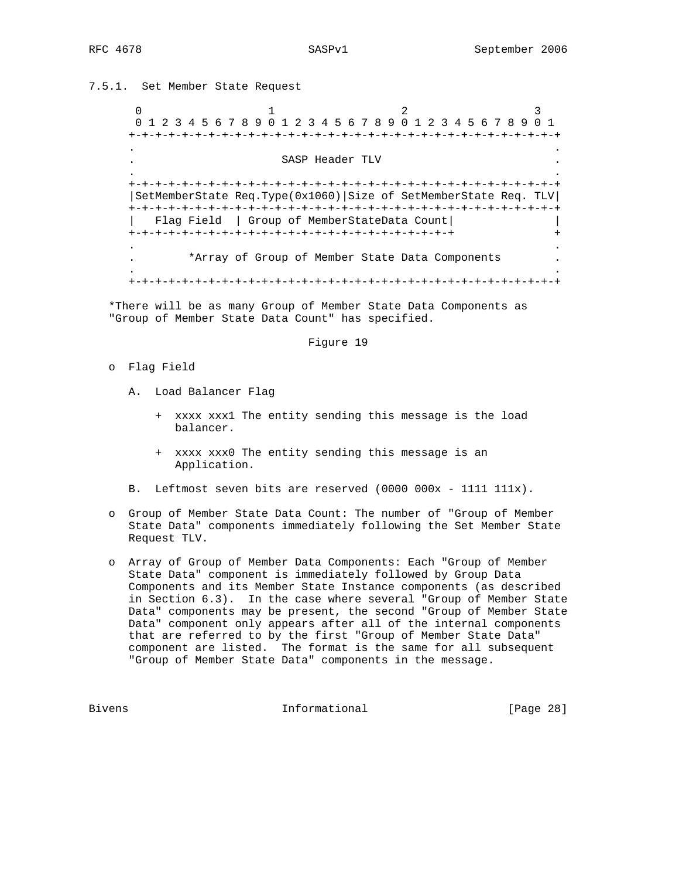### 7.5.1. Set Member State Request

```
    0                   1                   2                   3
    0 1 2 3 4 5 6 7 8 9 0 1 2 3 4 5 6 7 8 9 0 1 2 3 4 5 6 7 8 9 0 1
   +-+-+-+-+-+-+-+-+-+-+-+-+-+-+-+-+-+-+-+-+-+-+-+-+-+-+-+-+-+-+-+-+
   .                                                               .
   .                        SASP Header TLV                        .
   .                                                               .
   +-+-+-+-+-+-+-+-+-+-+-+-+-+-+-+-+-+-+-+-+-+-+-+-+-+-+-+-+-+-+-+-+
   |SetMemberState Req.Type(0x1060)|Size of SetMemberState Req. TLV|
   +-+-+-+-+-+-+-+-+-+-+-+-+-+-+-+-+-+-+-+-+-+-+-+-+-+-+-+-+-+-+-+-+
   |   Flag Field  | Group of MemberStateData Count|               |
   +-+-+-+-+-+-+-+-+-+-+-+-+-+-+-+-+-+-+-+-+-+-+-+-+               +
   .                                                               .
   .        *Array of Group of Member State Data Components        .
   .                                                               .
   +-+-+-+-+-+-+-+-+-+-+-+-+-+-+-+-+-+-+-+-+-+-+-+-+-+-+-+-+-+-+-+-+
```

*There will be as many Group of Member State Data Components as "Group of Member State Data Count" has specified.

Figure 19

- Flag Field

  A. Load Balancer Flag

     + xxxx xxx1 The entity sending this message is the load balancer.

     + xxxx xxx0 The entity sending this message is an Application.

  B. Leftmost seven bits are reserved (0000 000x - 1111 111x).

- Group of Member State Data Count: The number of "Group of Member State Data" components immediately following the Set Member State Request TLV.

- Array of Group of Member Data Components: Each "Group of Member State Data" component is immediately followed by Group Data Components and its Member State Instance components (as described in Section 6.3). In the case where several "Group of Member State Data" components may be present, the second "Group of Member State Data" component only appears after all of the internal components that are referred to by the first "Group of Member State Data" component are listed. The format is the same for all subsequent "Group of Member State Data" components in the message.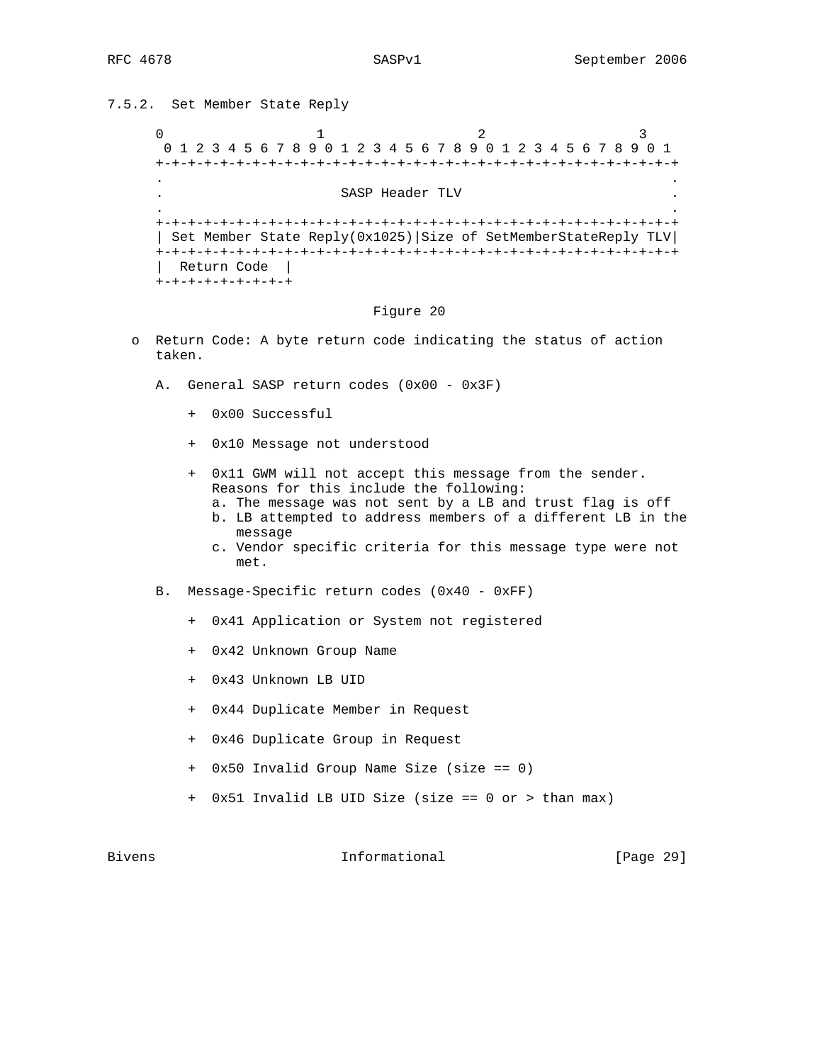### 7.5.2. Set Member State Reply

```
 0                   1                   2                   3
  0 1 2 3 4 5 6 7 8 9 0 1 2 3 4 5 6 7 8 9 0 1 2 3 4 5 6 7 8 9 0 1
 +-+-+-+-+-+-+-+-+-+-+-+-+-+-+-+-+-+-+-+-+-+-+-+-+-+-+-+-+-+-+-+-+
 .                                                               .
 .                       SASP Header TLV                         .
 .                                                               .
 +-+-+-+-+-+-+-+-+-+-+-+-+-+-+-+-+-+-+-+-+-+-+-+-+-+-+-+-+-+-+-+-+
 | Set Member State Reply(0x1025)|Size of SetMemberStateReply TLV|
 +-+-+-+-+-+-+-+-+-+-+-+-+-+-+-+-+-+-+-+-+-+-+-+-+-+-+-+-+-+-+-+-+
 |  Return Code  |
 +-+-+-+-+-+-+-+-+
```

Figure 20

- Return Code: A byte return code indicating the status of action taken.

  A. General SASP return codes (0x00 - 0x3F)

     - 0x00 Successful

     - 0x10 Message not understood

     - 0x11 GWM will not accept this message from the sender. Reasons for this include the following:
       a. The message was not sent by a LB and trust flag is off
       b. LB attempted to address members of a different LB in the message
       c. Vendor specific criteria for this message type were not met.

  B. Message-Specific return codes (0x40 - 0xFF)

     - 0x41 Application or System not registered

     - 0x42 Unknown Group Name

     - 0x43 Unknown LB UID

     - 0x44 Duplicate Member in Request

     - 0x46 Duplicate Group in Request

     - 0x50 Invalid Group Name Size (size == 0)

     - 0x51 Invalid LB UID Size (size == 0 or > than max)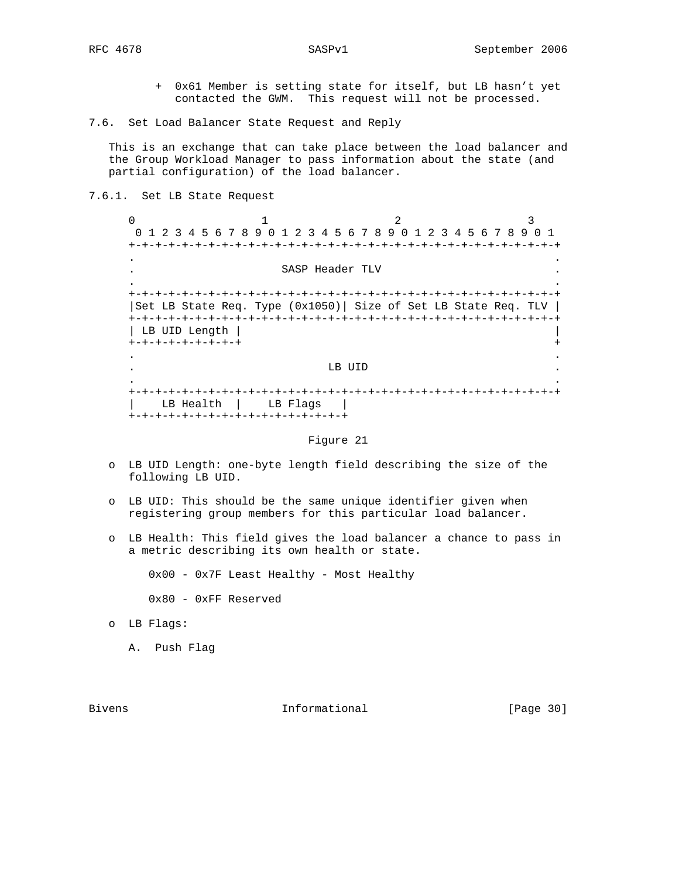+ 0x61 Member is setting state for itself, but LB hasn't yet contacted the GWM. This request will not be processed.

### 7.6. Set Load Balancer State Request and Reply

This is an exchange that can take place between the load balancer and the Group Workload Manager to pass information about the state (and partial configuration) of the load balancer.

#### 7.6.1. Set LB State Request

```
 0                   1                   2                   3
 0 1 2 3 4 5 6 7 8 9 0 1 2 3 4 5 6 7 8 9 0 1 2 3 4 5 6 7 8 9 0 1
+-+-+-+-+-+-+-+-+-+-+-+-+-+-+-+-+-+-+-+-+-+-+-+-+-+-+-+-+-+-+-+-+
.                                                               .
.                       SASP Header TLV                         .
.                                                               .
+-+-+-+-+-+-+-+-+-+-+-+-+-+-+-+-+-+-+-+-+-+-+-+-+-+-+-+-+-+-+-+-+
|Set LB State Req. Type (0x1050)| Size of Set LB State Req. TLV |
+-+-+-+-+-+-+-+-+-+-+-+-+-+-+-+-+-+-+-+-+-+-+-+-+-+-+-+-+-+-+-+-+
| LB UID Length |                                               |
+-+-+-+-+-+-+-+-+                                               +
.                                                               .
.                             LB UID                            .
.                                                               .
+-+-+-+-+-+-+-+-+-+-+-+-+-+-+-+-+-+-+-+-+-+-+-+-+-+-+-+-+-+-+-+-+
|    LB Health  |    LB Flags   |
+-+-+-+-+-+-+-+-+-+-+-+-+-+-+-+-+
```

Figure 21

- LB UID Length: one-byte length field describing the size of the following LB UID.

- LB UID: This should be the same unique identifier given when registering group members for this particular load balancer.

- LB Health: This field gives the load balancer a chance to pass in a metric describing its own health or state.

  0x00 - 0x7F Least Healthy - Most Healthy

  0x80 - 0xFF Reserved

- LB Flags:

  A. Push Flag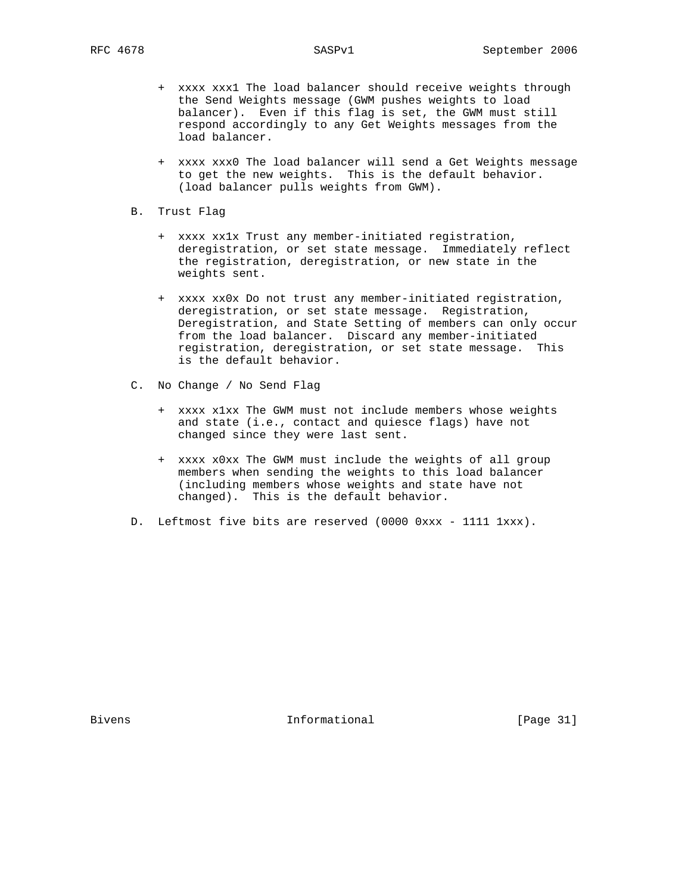+ xxxx xxx1 The load balancer should receive weights through the Send Weights message (GWM pushes weights to load balancer). Even if this flag is set, the GWM must still respond accordingly to any Get Weights messages from the load balancer.

+ xxxx xxx0 The load balancer will send a Get Weights message to get the new weights. This is the default behavior. (load balancer pulls weights from GWM).

B. Trust Flag

+ xxxx xx1x Trust any member-initiated registration, deregistration, or set state message. Immediately reflect the registration, deregistration, or new state in the weights sent.

+ xxxx xx0x Do not trust any member-initiated registration, deregistration, or set state message. Registration, Deregistration, and State Setting of members can only occur from the load balancer. Discard any member-initiated registration, deregistration, or set state message. This is the default behavior.

C. No Change / No Send Flag

+ xxxx x1xx The GWM must not include members whose weights and state (i.e., contact and quiesce flags) have not changed since they were last sent.

+ xxxx x0xx The GWM must include the weights of all group members when sending the weights to this load balancer (including members whose weights and state have not changed). This is the default behavior.

D. Leftmost five bits are reserved (0000 0xxx - 1111 1xxx).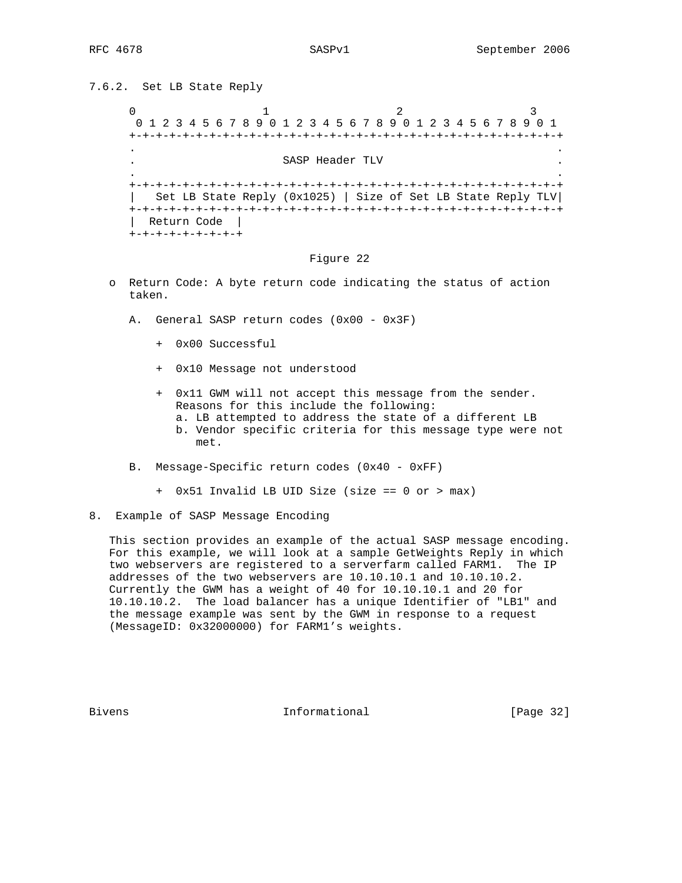### 7.6.2. Set LB State Reply

```
 0                   1                   2                   3
  0 1 2 3 4 5 6 7 8 9 0 1 2 3 4 5 6 7 8 9 0 1 2 3 4 5 6 7 8 9 0 1
 +-+-+-+-+-+-+-+-+-+-+-+-+-+-+-+-+-+-+-+-+-+-+-+-+-+-+-+-+-+-+-+-+
 .                                                               .
 .                        SASP Header TLV                        .
 .                                                               .
 +-+-+-+-+-+-+-+-+-+-+-+-+-+-+-+-+-+-+-+-+-+-+-+-+-+-+-+-+-+-+-+-+
 |   Set LB State Reply (0x1025) | Size of Set LB State Reply TLV|
 +-+-+-+-+-+-+-+-+-+-+-+-+-+-+-+-+-+-+-+-+-+-+-+-+-+-+-+-+-+-+-+-+
 |  Return Code  |
 +-+-+-+-+-+-+-+-+
```

Figure 22

- Return Code: A byte return code indicating the status of action taken.

  A. General SASP return codes (0x00 - 0x3F)

     + 0x00 Successful

     + 0x10 Message not understood

     + 0x11 GWM will not accept this message from the sender. Reasons for this include the following:
       a. LB attempted to address the state of a different LB
       b. Vendor specific criteria for this message type were not met.

  B. Message-Specific return codes (0x40 - 0xFF)

     + 0x51 Invalid LB UID Size (size == 0 or > max)

## 8. Example of SASP Message Encoding

This section provides an example of the actual SASP message encoding. For this example, we will look at a sample GetWeights Reply in which two webservers are registered to a serverfarm called FARM1. The IP addresses of the two webservers are 10.10.10.1 and 10.10.10.2. Currently the GWM has a weight of 40 for 10.10.10.1 and 20 for 10.10.10.2. The load balancer has a unique Identifier of "LB1" and the message example was sent by the GWM in response to a request (MessageID: 0x32000000) for FARM1's weights.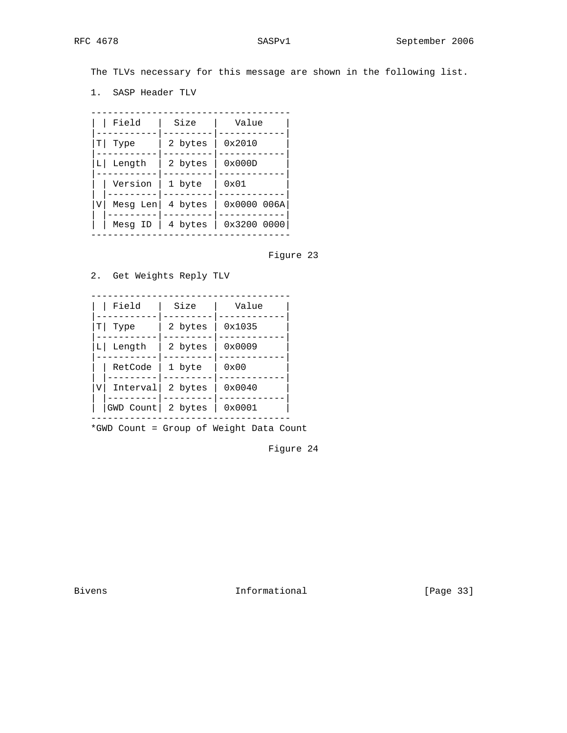The TLVs necessary for this message are shown in the following list.

1. SASP Header TLV

| | Field | Size | Value |
|---|---|---|---|
| T | Type | 2 bytes | 0x2010 |
| L | Length | 2 bytes | 0x000D |
| | Version | 1 byte | 0x01 |
| V | Mesg Len | 4 bytes | 0x0000 006A |
| | Mesg ID | 4 bytes | 0x3200 0000 |

Figure 23

2. Get Weights Reply TLV

| | Field | Size | Value |
|---|---|---|---|
| T | Type | 2 bytes | 0x1035 |
| L | Length | 2 bytes | 0x0009 |
| | RetCode | 1 byte | 0x00 |
| V | Interval | 2 bytes | 0x0040 |
| | GWD Count | 2 bytes | 0x0001 |

*GWD Count = Group of Weight Data Count

Figure 24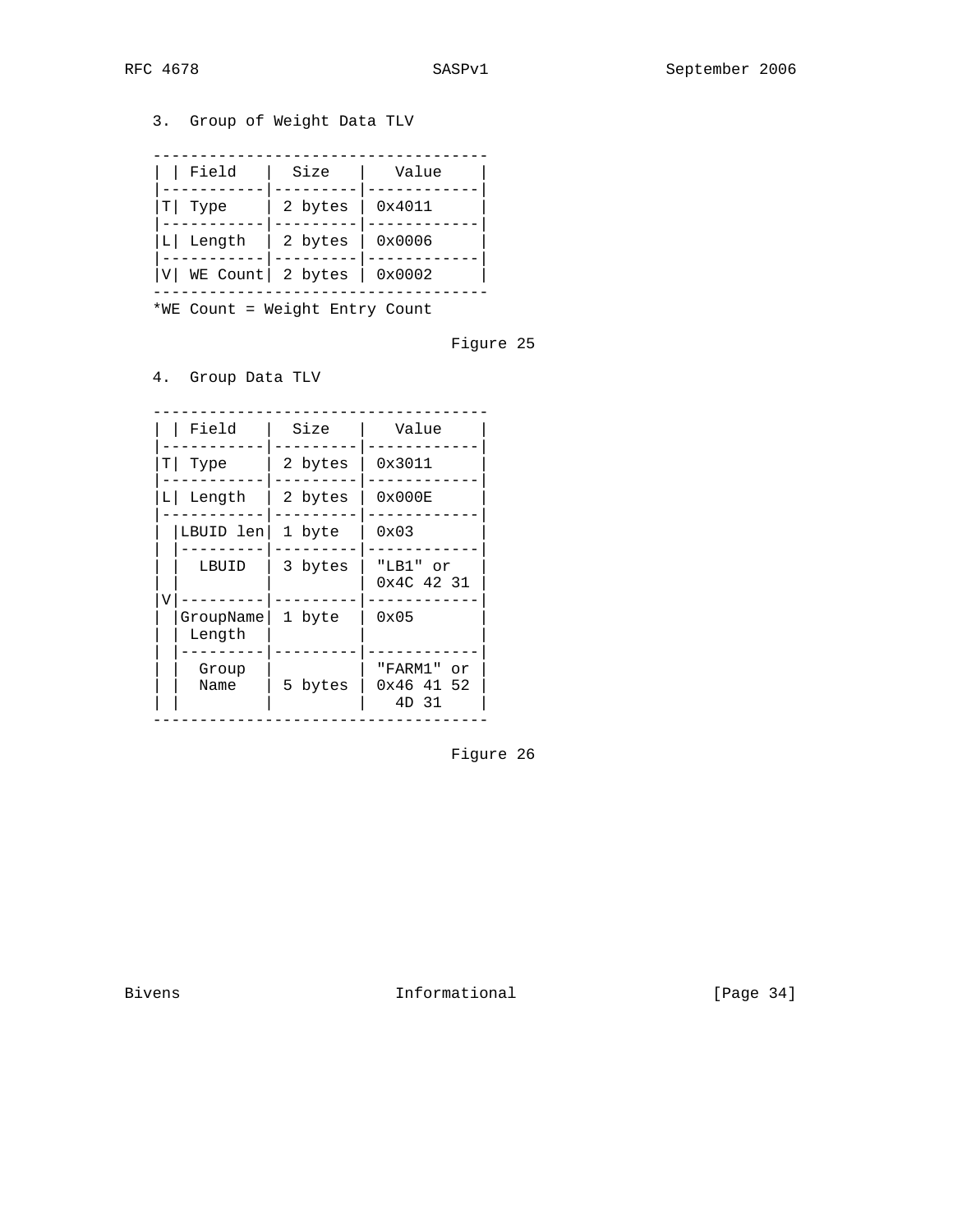3. Group of Weight Data TLV

|   | Field | Size | Value |
|---|---|---|---|
| T | Type | 2 bytes | 0x4011 |
| L | Length | 2 bytes | 0x0006 |
| V | WE Count | 2 bytes | 0x0002 |

*WE Count = Weight Entry Count

Figure 25

4. Group Data TLV

|   | Field | Size | Value |
|---|---|---|---|
| T | Type | 2 bytes | 0x3011 |
| L | Length | 2 bytes | 0x000E |
| V | LBUID len | 1 byte | 0x03 |
|   | LBUID | 3 bytes | "LB1" or 0x4C 42 31 |
|   | GroupName Length | 1 byte | 0x05 |
|   | Group Name | 5 bytes | "FARM1" or 0x46 41 52 4D 31 |

Figure 26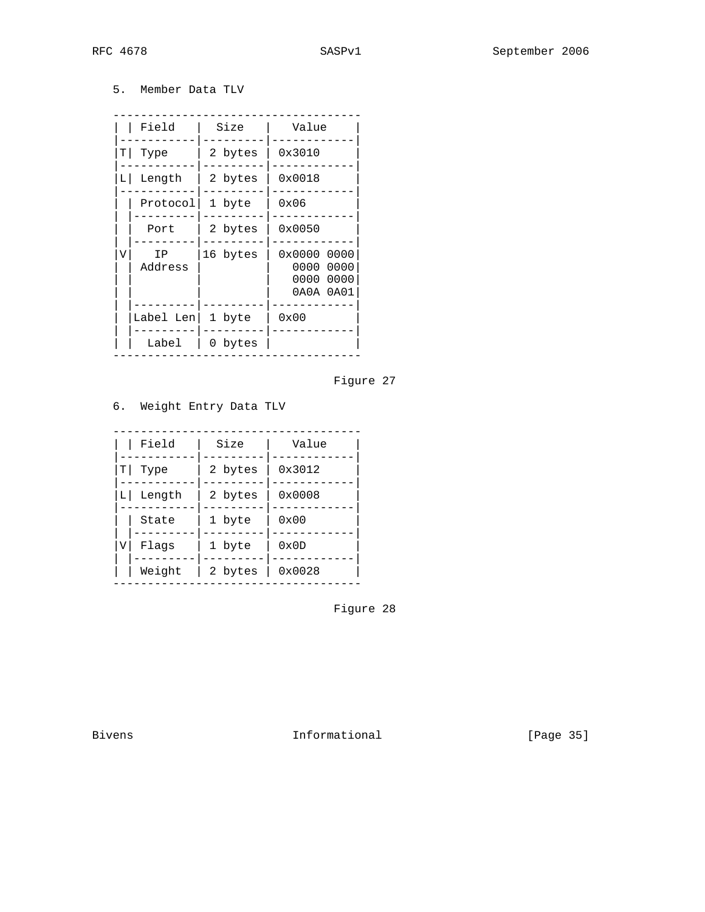5. Member Data TLV

|   | Field | Size | Value |
|---|---|---|---|
| T | Type | 2 bytes | 0x3010 |
| L | Length | 2 bytes | 0x0018 |
| V | Protocol | 1 byte | 0x06 |
|   | Port | 2 bytes | 0x0050 |
|   | IP Address | 16 bytes | 0x0000 0000 0000 0000 0000 0000 0A0A 0A01 |
|   | Label Len | 1 byte | 0x00 |
|   | Label | 0 bytes | |

Figure 27

6. Weight Entry Data TLV

|   | Field | Size | Value |
|---|---|---|---|
| T | Type | 2 bytes | 0x3012 |
| L | Length | 2 bytes | 0x0008 |
| V | State | 1 byte | 0x00 |
|   | Flags | 1 byte | 0x0D |
|   | Weight | 2 bytes | 0x0028 |

Figure 28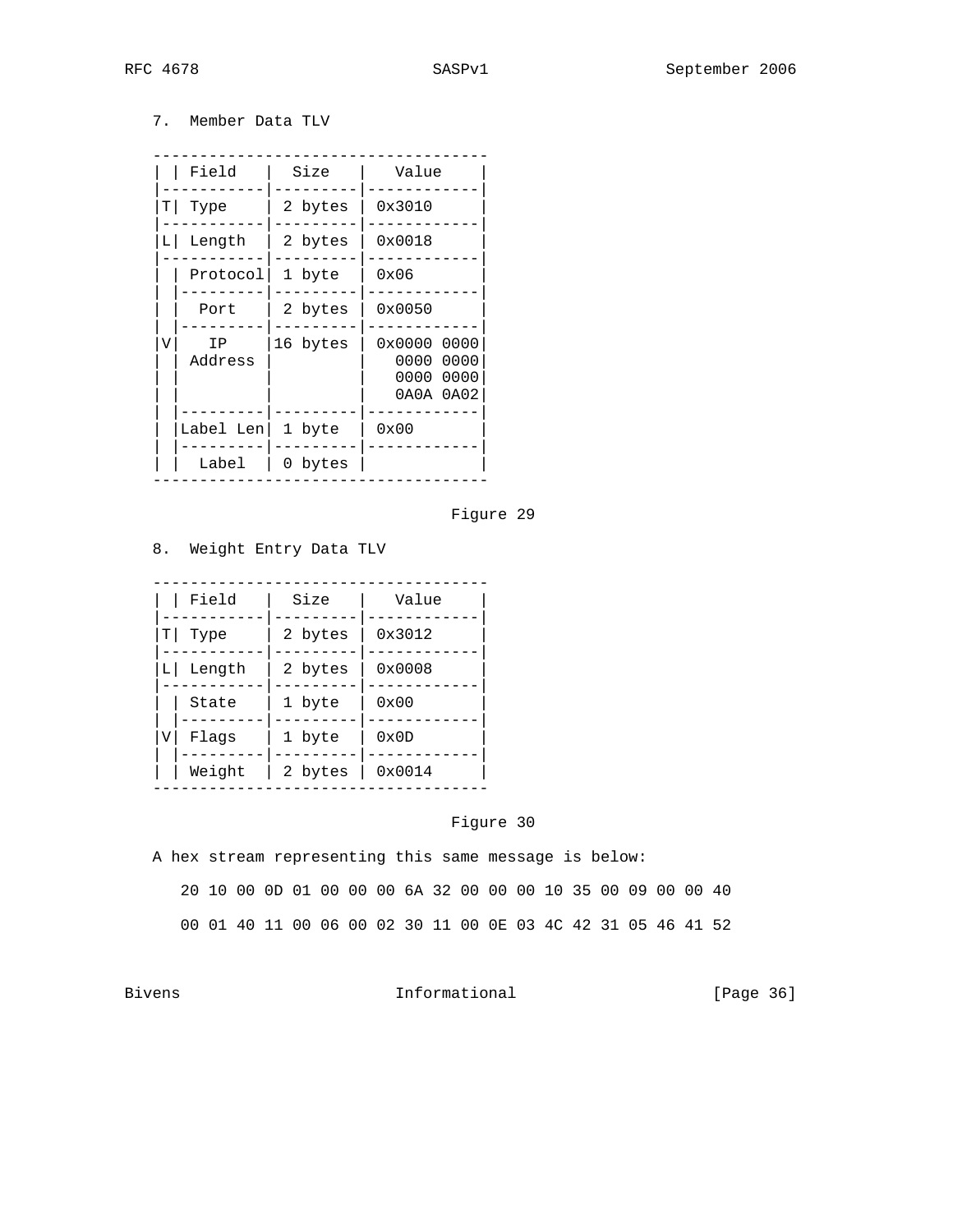7. Member Data TLV

| | Field | Size | Value |
|---|---|---|---|
| T | Type | 2 bytes | 0x3010 |
| L | Length | 2 bytes | 0x0018 |
| V | Protocol | 1 byte | 0x06 |
| | Port | 2 bytes | 0x0050 |
| | IP Address | 16 bytes | 0x0000 0000 0000 0000 0000 0000 0A0A 0A02 |
| | Label Len | 1 byte | 0x00 |
| | Label | 0 bytes | |

Figure 29

8. Weight Entry Data TLV

| | Field | Size | Value |
|---|---|---|---|
| T | Type | 2 bytes | 0x3012 |
| L | Length | 2 bytes | 0x0008 |
| V | State | 1 byte | 0x00 |
| | Flags | 1 byte | 0x0D |
| | Weight | 2 bytes | 0x0014 |

Figure 30

A hex stream representing this same message is below:

```
20 10 00 0D 01 00 00 00 6A 32 00 00 00 10 35 00 09 00 00 40

00 01 40 11 00 06 00 02 30 11 00 0E 03 4C 42 31 05 46 41 52
```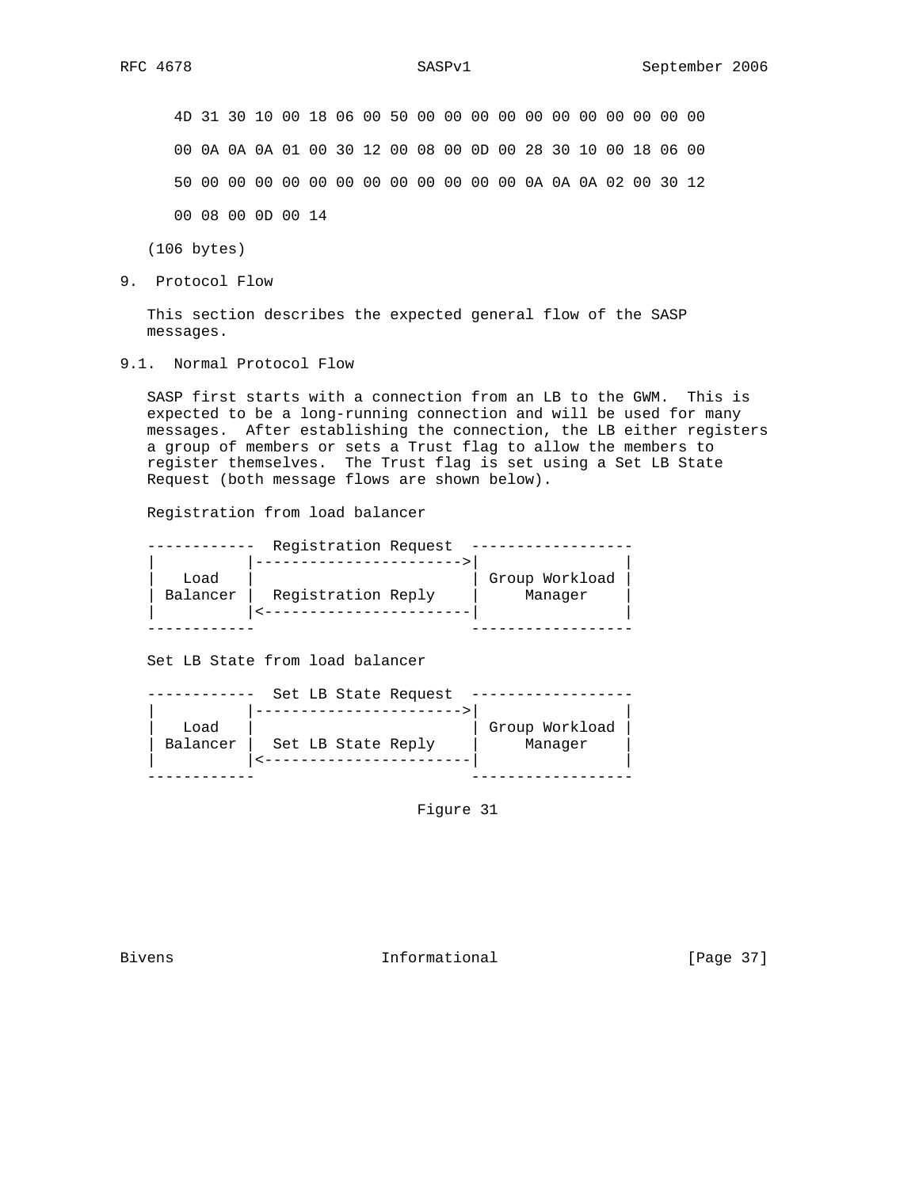```
4D 31 30 10 00 18 06 00 50 00 00 00 00 00 00 00 00 00 00 00
00 0A 0A 0A 01 00 30 12 00 08 00 0D 00 28 30 10 00 18 06 00
50 00 00 00 00 00 00 00 00 00 00 00 00 0A 0A 0A 02 00 30 12
00 08 00 0D 00 14
```

(106 bytes)

## 9. Protocol Flow

This section describes the expected general flow of the SASP messages.

### 9.1. Normal Protocol Flow

SASP first starts with a connection from an LB to the GWM. This is expected to be a long-running connection and will be used for many messages. After establishing the connection, the LB either registers a group of members or sets a Trust flag to allow the members to register themselves. The Trust flag is set using a Set LB State Request (both message flows are shown below).

Registration from load balancer

```
------------  Registration Request  ------------------
|          |----------------------->|                |
|   Load   |                        | Group Workload |
| Balancer |  Registration Reply    |     Manager    |
|          |<-----------------------|                |
------------                        ------------------
```

Set LB State from load balancer

```
------------  Set LB State Request  ------------------
|          |----------------------->|                |
|   Load   |                        | Group Workload |
| Balancer |  Set LB State Reply    |     Manager    |
|          |<-----------------------|                |
------------                        ------------------
```

Figure 31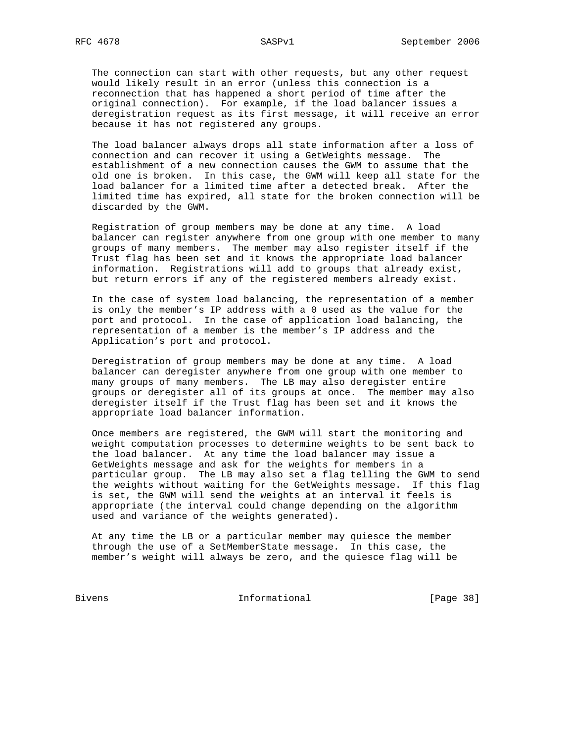The connection can start with other requests, but any other request would likely result in an error (unless this connection is a reconnection that has happened a short period of time after the original connection). For example, if the load balancer issues a deregistration request as its first message, it will receive an error because it has not registered any groups.

The load balancer always drops all state information after a loss of connection and can recover it using a GetWeights message. The establishment of a new connection causes the GWM to assume that the old one is broken. In this case, the GWM will keep all state for the load balancer for a limited time after a detected break. After the limited time has expired, all state for the broken connection will be discarded by the GWM.

Registration of group members may be done at any time. A load balancer can register anywhere from one group with one member to many groups of many members. The member may also register itself if the Trust flag has been set and it knows the appropriate load balancer information. Registrations will add to groups that already exist, but return errors if any of the registered members already exist.

In the case of system load balancing, the representation of a member is only the member's IP address with a 0 used as the value for the port and protocol. In the case of application load balancing, the representation of a member is the member's IP address and the Application's port and protocol.

Deregistration of group members may be done at any time. A load balancer can deregister anywhere from one group with one member to many groups of many members. The LB may also deregister entire groups or deregister all of its groups at once. The member may also deregister itself if the Trust flag has been set and it knows the appropriate load balancer information.

Once members are registered, the GWM will start the monitoring and weight computation processes to determine weights to be sent back to the load balancer. At any time the load balancer may issue a GetWeights message and ask for the weights for members in a particular group. The LB may also set a flag telling the GWM to send the weights without waiting for the GetWeights message. If this flag is set, the GWM will send the weights at an interval it feels is appropriate (the interval could change depending on the algorithm used and variance of the weights generated).

At any time the LB or a particular member may quiesce the member through the use of a SetMemberState message. In this case, the member's weight will always be zero, and the quiesce flag will be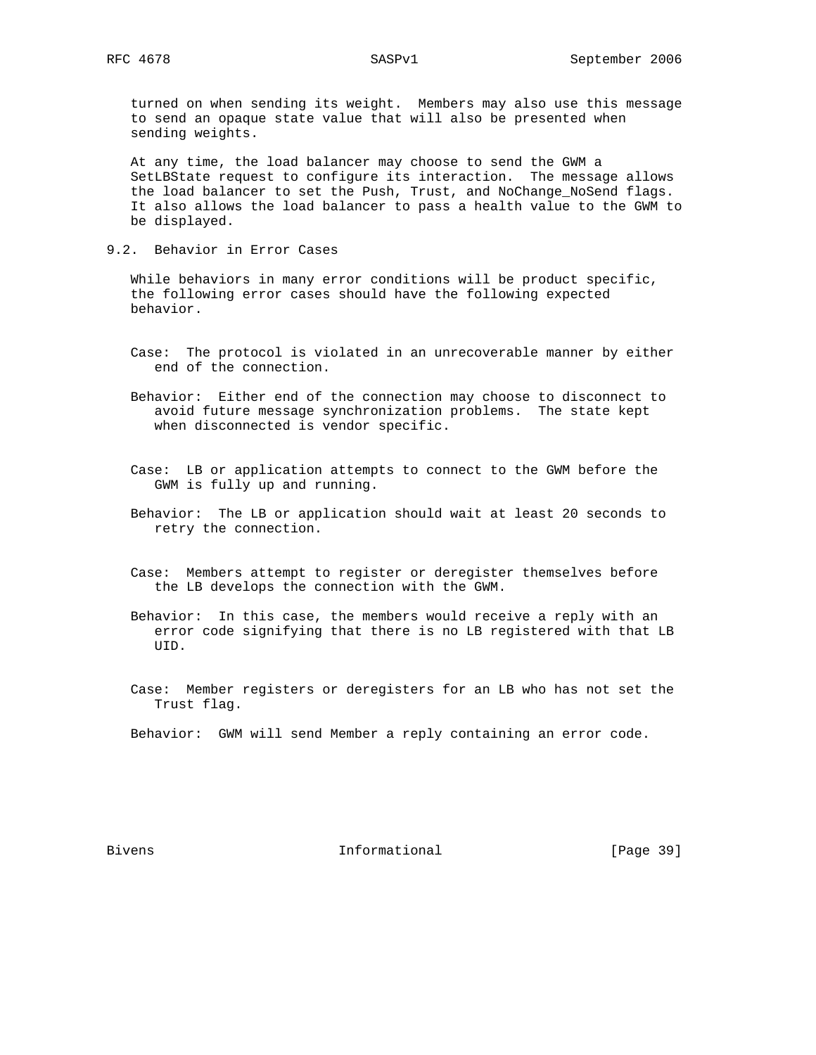turned on when sending its weight. Members may also use this message to send an opaque state value that will also be presented when sending weights.

At any time, the load balancer may choose to send the GWM a SetLBState request to configure its interaction. The message allows the load balancer to set the Push, Trust, and NoChange_NoSend flags. It also allows the load balancer to pass a health value to the GWM to be displayed.

## 9.2. Behavior in Error Cases

While behaviors in many error conditions will be product specific, the following error cases should have the following expected behavior.

Case: The protocol is violated in an unrecoverable manner by either end of the connection.

Behavior: Either end of the connection may choose to disconnect to avoid future message synchronization problems. The state kept when disconnected is vendor specific.

Case: LB or application attempts to connect to the GWM before the GWM is fully up and running.

Behavior: The LB or application should wait at least 20 seconds to retry the connection.

Case: Members attempt to register or deregister themselves before the LB develops the connection with the GWM.

Behavior: In this case, the members would receive a reply with an error code signifying that there is no LB registered with that LB UID.

Case: Member registers or deregisters for an LB who has not set the Trust flag.

Behavior: GWM will send Member a reply containing an error code.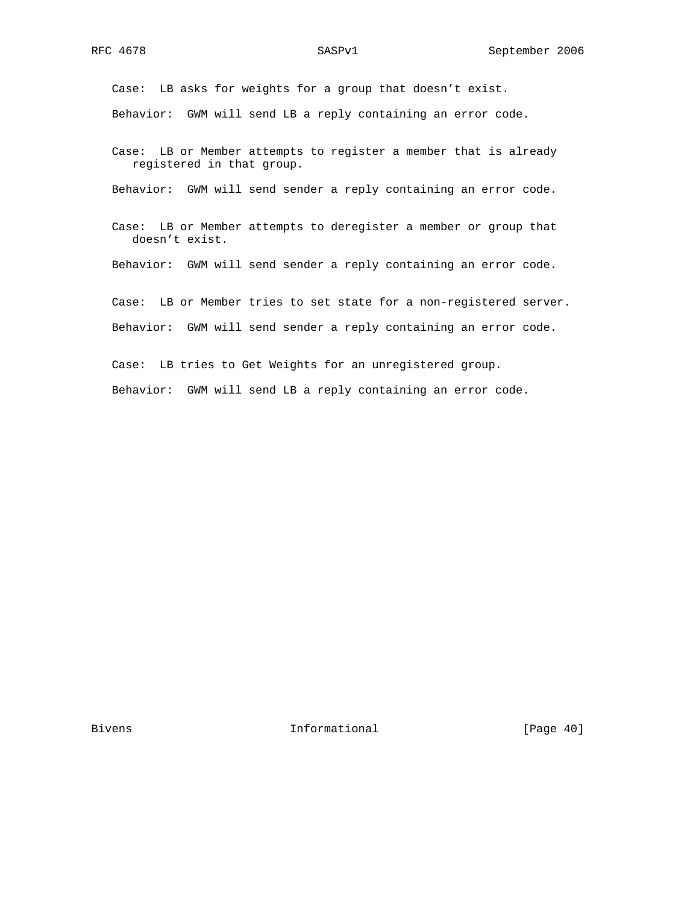Case: LB asks for weights for a group that doesn’t exist.

Behavior: GWM will send LB a reply containing an error code.

Case: LB or Member attempts to register a member that is already registered in that group.

Behavior: GWM will send sender a reply containing an error code.

Case: LB or Member attempts to deregister a member or group that doesn’t exist.

Behavior: GWM will send sender a reply containing an error code.

Case: LB or Member tries to set state for a non-registered server.

Behavior: GWM will send sender a reply containing an error code.

Case: LB tries to Get Weights for an unregistered group.

Behavior: GWM will send LB a reply containing an error code.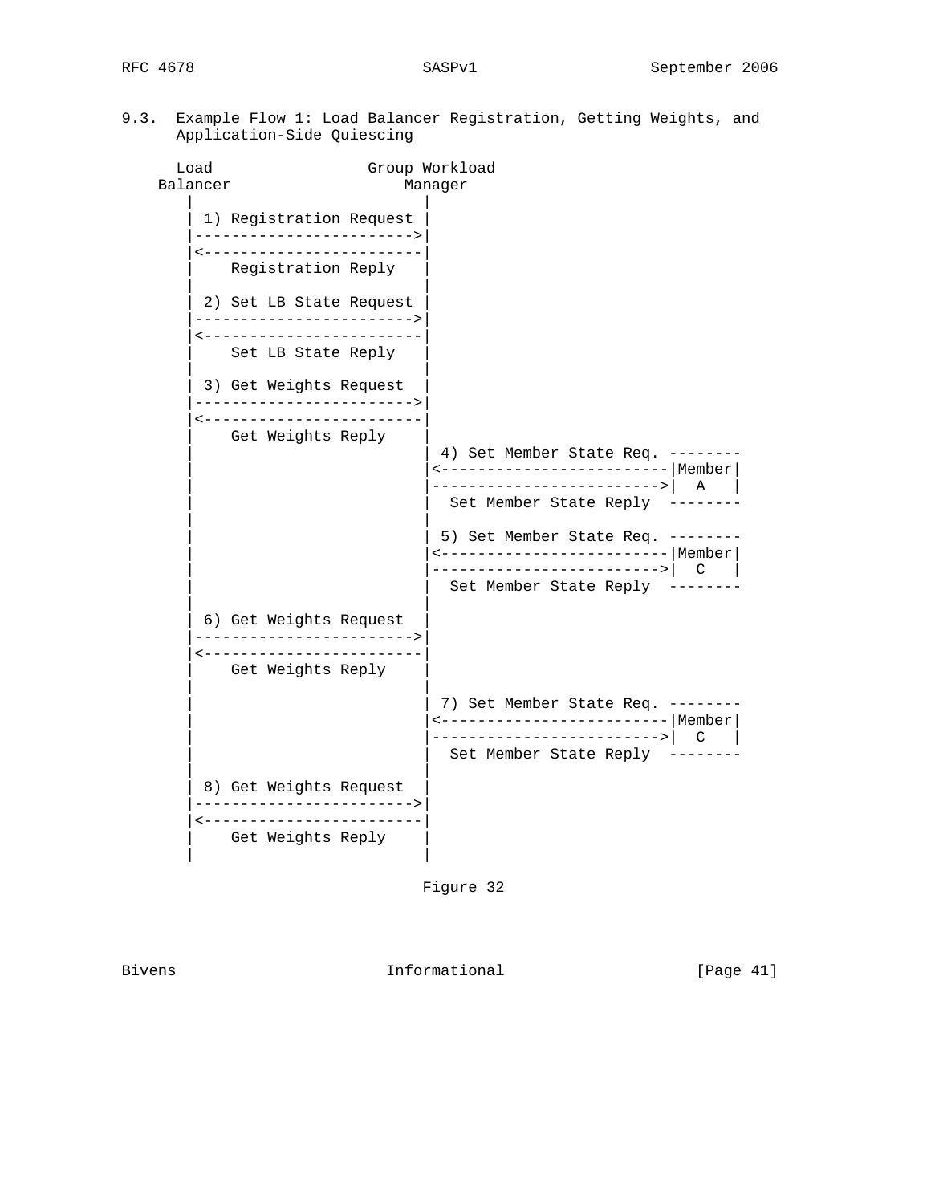### 9.3. Example Flow 1: Load Balancer Registration, Getting Weights, and Application-Side Quiescing

```
      Load                 Group Workload
    Balancer                  Manager
       |                         |
       | 1) Registration Request |
       |------------------------>|
       |<------------------------|
       |    Registration Reply   |
       |                         |
       | 2) Set LB State Request |
       |------------------------>|
       |<------------------------|
       |    Set LB State Reply   |
       |                         |
       | 3) Get Weights Request  |
       |------------------------>|
       |<------------------------|
       |    Get Weights Reply    |
       |                         | 4) Set Member State Req. --------
       |                         |<-------------------------|Member|
       |                         |------------------------->|  A   |
       |                         |  Set Member State Reply  --------
       |                         |
       |                         | 5) Set Member State Req. --------
       |                         |<-------------------------|Member|
       |                         |------------------------->|  C   |
       |                         |  Set Member State Reply  --------
       |                         |
       | 6) Get Weights Request  |
       |------------------------>|
       |<------------------------|
       |    Get Weights Reply    |
       |                         |
       |                         | 7) Set Member State Req. --------
       |                         |<-------------------------|Member|
       |                         |------------------------->|  C   |
       |                         |  Set Member State Reply  --------
       |                         |
       | 8) Get Weights Request  |
       |------------------------>|
       |<------------------------|
       |    Get Weights Reply    |
       |                         |
```

Figure 32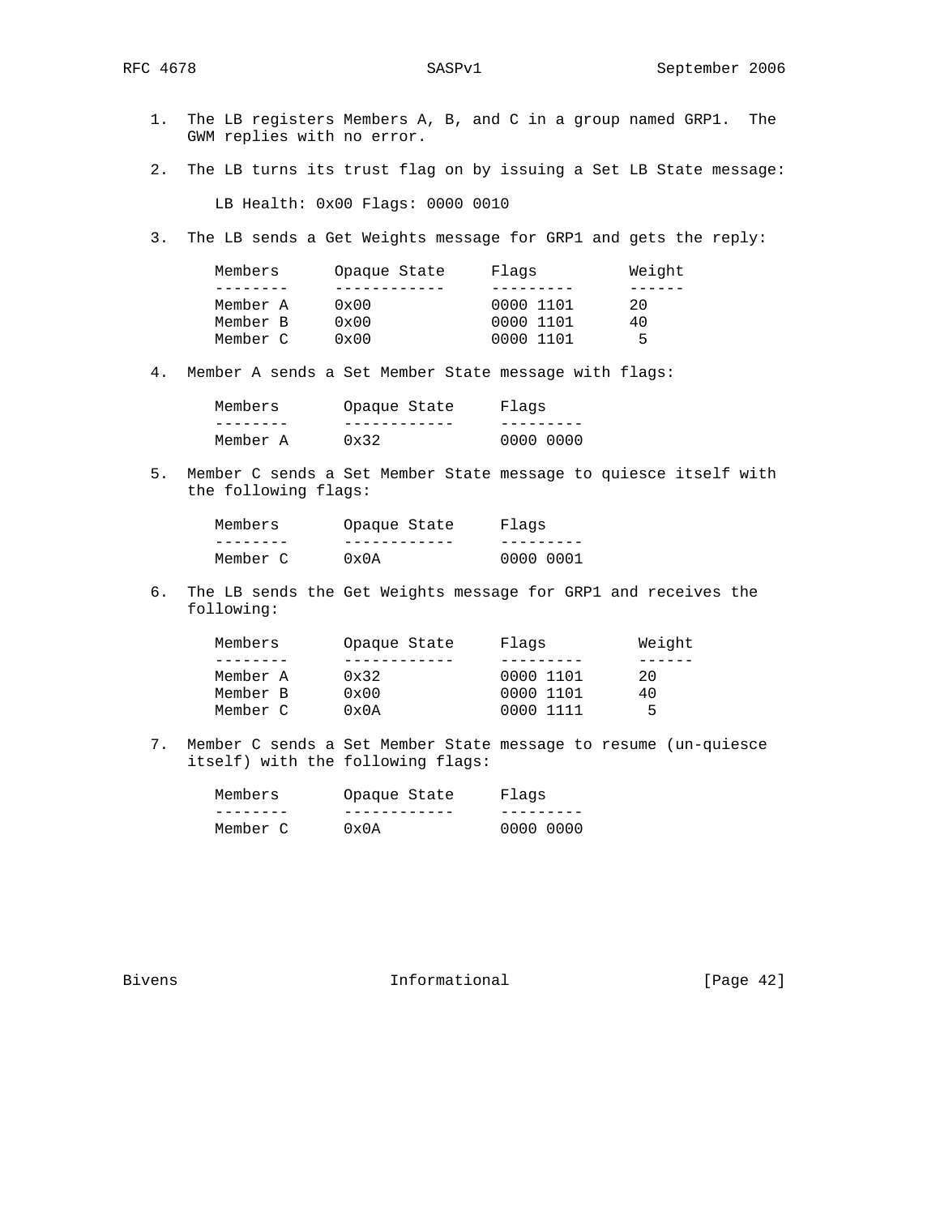1. The LB registers Members A, B, and C in a group named GRP1. The GWM replies with no error.

2. The LB turns its trust flag on by issuing a Set LB State message:

   LB Health: 0x00 Flags: 0000 0010

3. The LB sends a Get Weights message for GRP1 and gets the reply:

   | Members | Opaque State | Flags | Weight |
   |---|---|---|---|
   | Member A | 0x00 | 0000 1101 | 20 |
   | Member B | 0x00 | 0000 1101 | 40 |
   | Member C | 0x00 | 0000 1101 | 5 |

4. Member A sends a Set Member State message with flags:

   | Members | Opaque State | Flags |
   |---|---|---|
   | Member A | 0x32 | 0000 0000 |

5. Member C sends a Set Member State message to quiesce itself with the following flags:

   | Members | Opaque State | Flags |
   |---|---|---|
   | Member C | 0x0A | 0000 0001 |

6. The LB sends the Get Weights message for GRP1 and receives the following:

   | Members | Opaque State | Flags | Weight |
   |---|---|---|---|
   | Member A | 0x32 | 0000 1101 | 20 |
   | Member B | 0x00 | 0000 1101 | 40 |
   | Member C | 0x0A | 0000 1111 | 5 |

7. Member C sends a Set Member State message to resume (un-quiesce itself) with the following flags:

   | Members | Opaque State | Flags |
   |---|---|---|
   | Member C | 0x0A | 0000 0000 |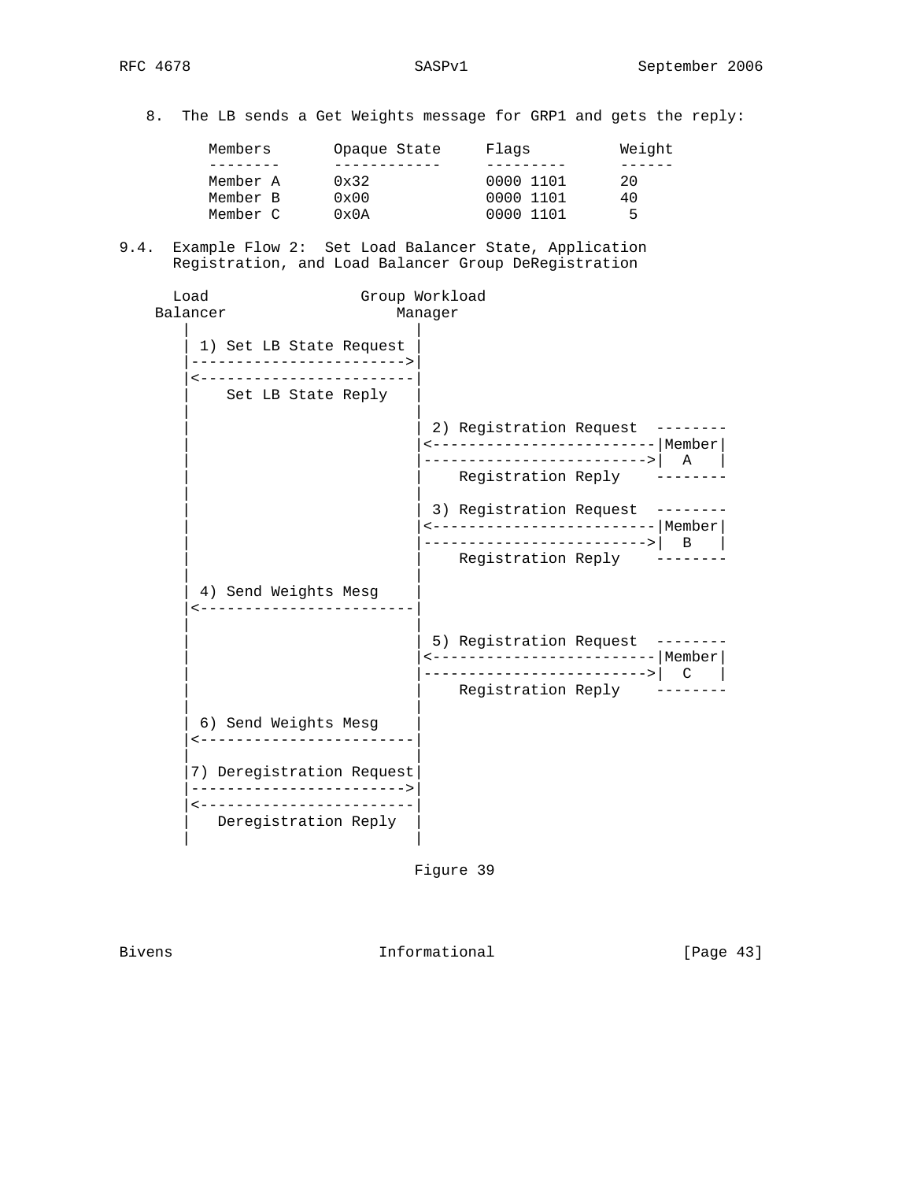8. The LB sends a Get Weights message for GRP1 and gets the reply:

| Members | Opaque State | Flags | Weight |
| --- | --- | --- | --- |
| Member A | 0x32 | 0000 1101 | 20 |
| Member B | 0x00 | 0000 1101 | 40 |
| Member C | 0x0A | 0000 1101 | 5 |

### 9.4. Example Flow 2: Set Load Balancer State, Application Registration, and Load Balancer Group DeRegistration

```
      Load                 Group Workload
    Balancer                  Manager
       |                         |
       | 1) Set LB State Request |
       |------------------------>|
       |<------------------------|
       |    Set LB State Reply   |
       |                         |
       |                         | 2) Registration Request  --------
       |                         |<-------------------------|Member|
       |                         |------------------------->|  A   |
       |                         |    Registration Reply    --------
       |                         |
       |                         | 3) Registration Request  --------
       |                         |<-------------------------|Member|
       |                         |------------------------->|  B   |
       |                         |    Registration Reply    --------
       |                         |
       | 4) Send Weights Mesg    |
       |<------------------------|
       |                         |
       |                         | 5) Registration Request  --------
       |                         |<-------------------------|Member|
       |                         |------------------------->|  C   |
       |                         |    Registration Reply    --------
       |                         |
       | 6) Send Weights Mesg    |
       |<------------------------|
       |                         |
       |7) Deregistration Request|
       |------------------------>|
       |<------------------------|
       |   Deregistration Reply  |
       |                         |
```

Figure 39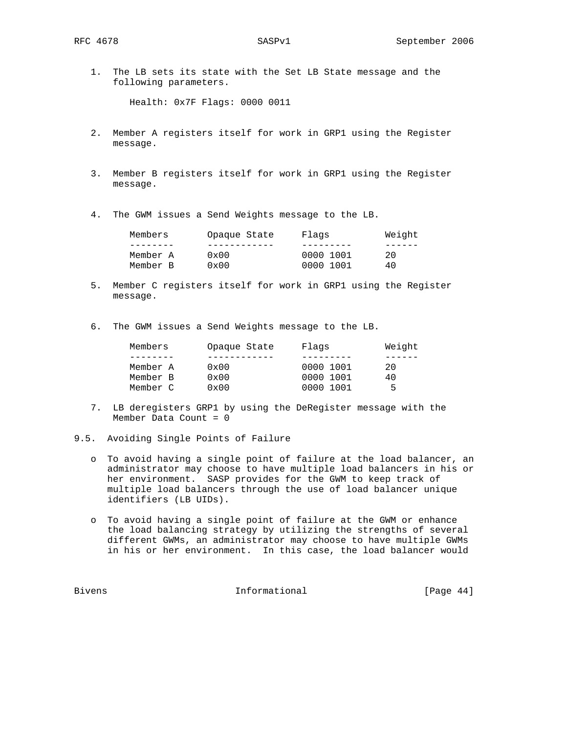1. The LB sets its state with the Set LB State message and the following parameters.

   Health: 0x7F Flags: 0000 0011

2. Member A registers itself for work in GRP1 using the Register message.

3. Member B registers itself for work in GRP1 using the Register message.

4. The GWM issues a Send Weights message to the LB.

   | Members | Opaque State | Flags | Weight |
   | --- | --- | --- | --- |
   | Member A | 0x00 | 0000 1001 | 20 |
   | Member B | 0x00 | 0000 1001 | 40 |

5. Member C registers itself for work in GRP1 using the Register message.

6. The GWM issues a Send Weights message to the LB.

   | Members | Opaque State | Flags | Weight |
   | --- | --- | --- | --- |
   | Member A | 0x00 | 0000 1001 | 20 |
   | Member B | 0x00 | 0000 1001 | 40 |
   | Member C | 0x00 | 0000 1001 | 5 |

7. LB deregisters GRP1 by using the DeRegister message with the Member Data Count = 0

## 9.5. Avoiding Single Points of Failure

- To avoid having a single point of failure at the load balancer, an administrator may choose to have multiple load balancers in his or her environment. SASP provides for the GWM to keep track of multiple load balancers through the use of load balancer unique identifiers (LB UIDs).

- To avoid having a single point of failure at the GWM or enhance the load balancing strategy by utilizing the strengths of several different GWMs, an administrator may choose to have multiple GWMs in his or her environment. In this case, the load balancer would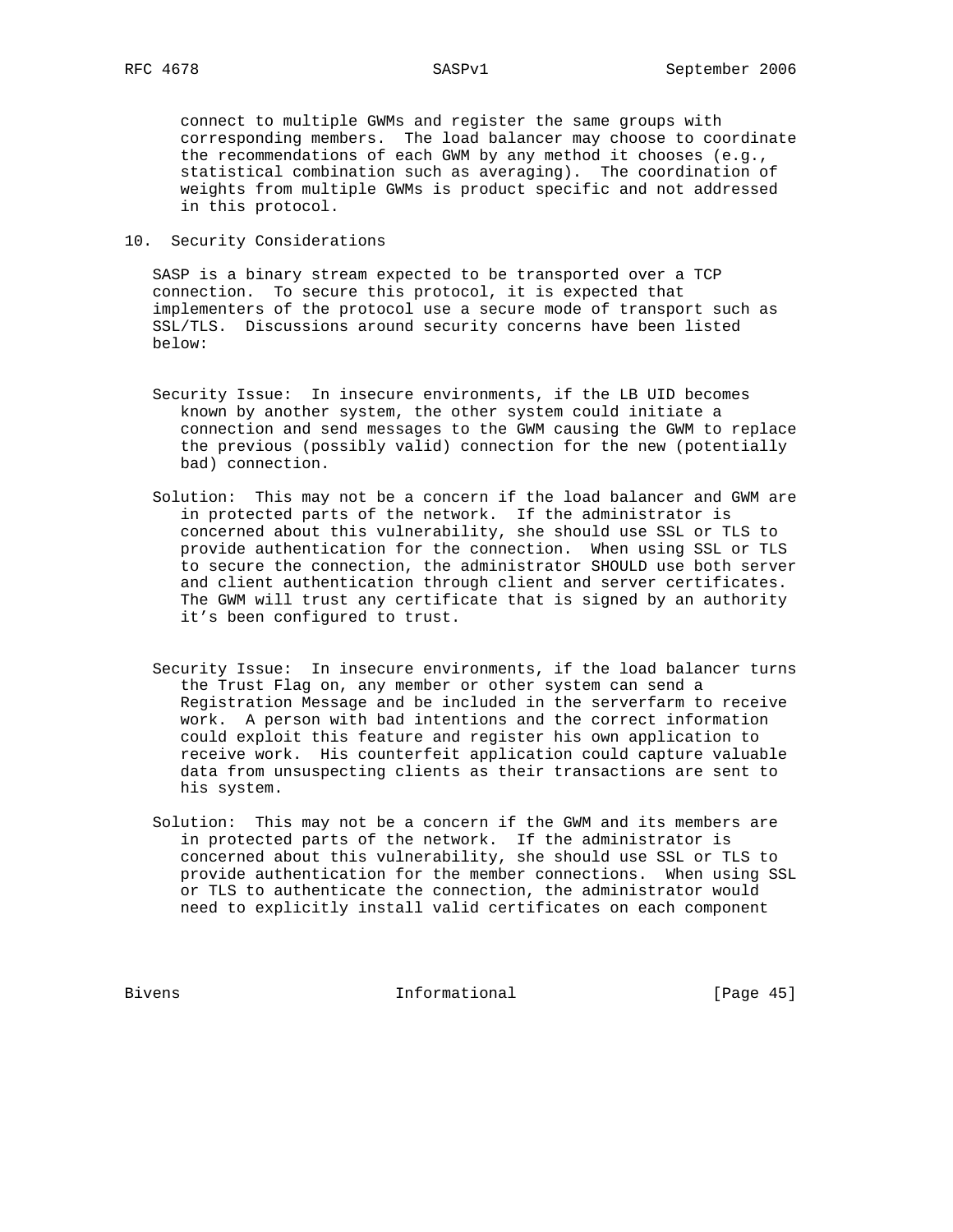connect to multiple GWMs and register the same groups with corresponding members. The load balancer may choose to coordinate the recommendations of each GWM by any method it chooses (e.g., statistical combination such as averaging). The coordination of weights from multiple GWMs is product specific and not addressed in this protocol.

## 10. Security Considerations

SASP is a binary stream expected to be transported over a TCP connection. To secure this protocol, it is expected that implementers of the protocol use a secure mode of transport such as SSL/TLS. Discussions around security concerns have been listed below:

Security Issue: In insecure environments, if the LB UID becomes known by another system, the other system could initiate a connection and send messages to the GWM causing the GWM to replace the previous (possibly valid) connection for the new (potentially bad) connection.

Solution: This may not be a concern if the load balancer and GWM are in protected parts of the network. If the administrator is concerned about this vulnerability, she should use SSL or TLS to provide authentication for the connection. When using SSL or TLS to secure the connection, the administrator SHOULD use both server and client authentication through client and server certificates. The GWM will trust any certificate that is signed by an authority it’s been configured to trust.

Security Issue: In insecure environments, if the load balancer turns the Trust Flag on, any member or other system can send a Registration Message and be included in the serverfarm to receive work. A person with bad intentions and the correct information could exploit this feature and register his own application to receive work. His counterfeit application could capture valuable data from unsuspecting clients as their transactions are sent to his system.

Solution: This may not be a concern if the GWM and its members are in protected parts of the network. If the administrator is concerned about this vulnerability, she should use SSL or TLS to provide authentication for the member connections. When using SSL or TLS to authenticate the connection, the administrator would need to explicitly install valid certificates on each component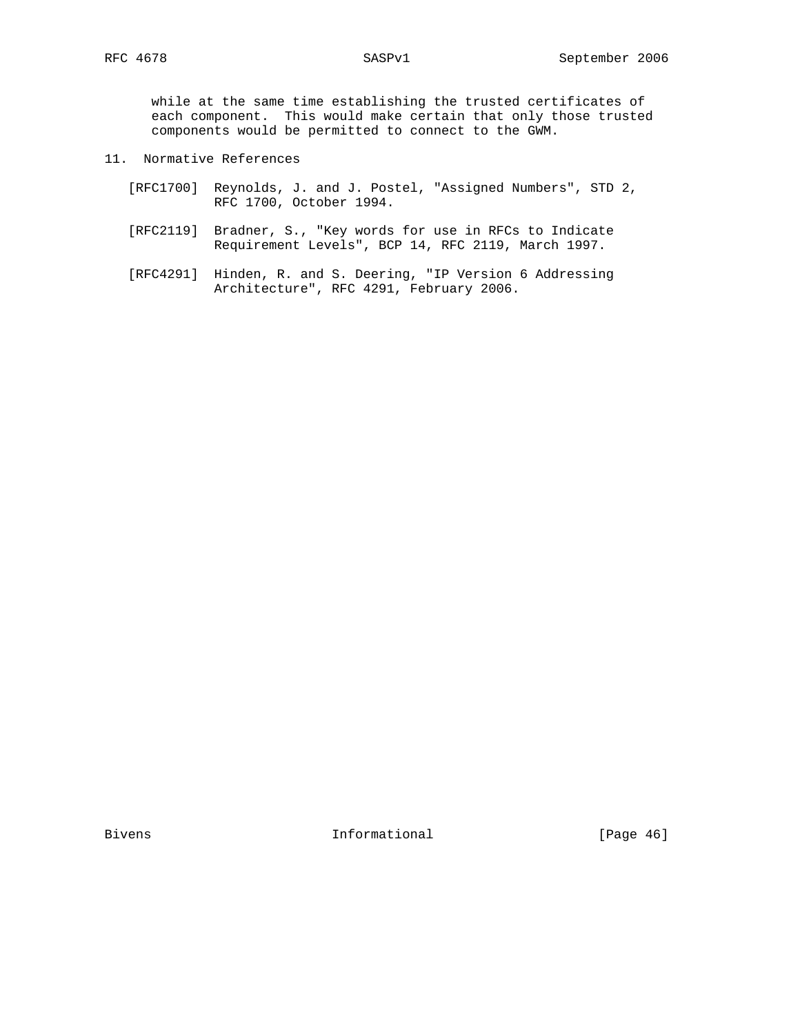while at the same time establishing the trusted certificates of each component. This would make certain that only those trusted components would be permitted to connect to the GWM.

## 11. Normative References

[RFC1700] Reynolds, J. and J. Postel, "Assigned Numbers", STD 2, RFC 1700, October 1994.

[RFC2119] Bradner, S., "Key words for use in RFCs to Indicate Requirement Levels", BCP 14, RFC 2119, March 1997.

[RFC4291] Hinden, R. and S. Deering, "IP Version 6 Addressing Architecture", RFC 4291, February 2006.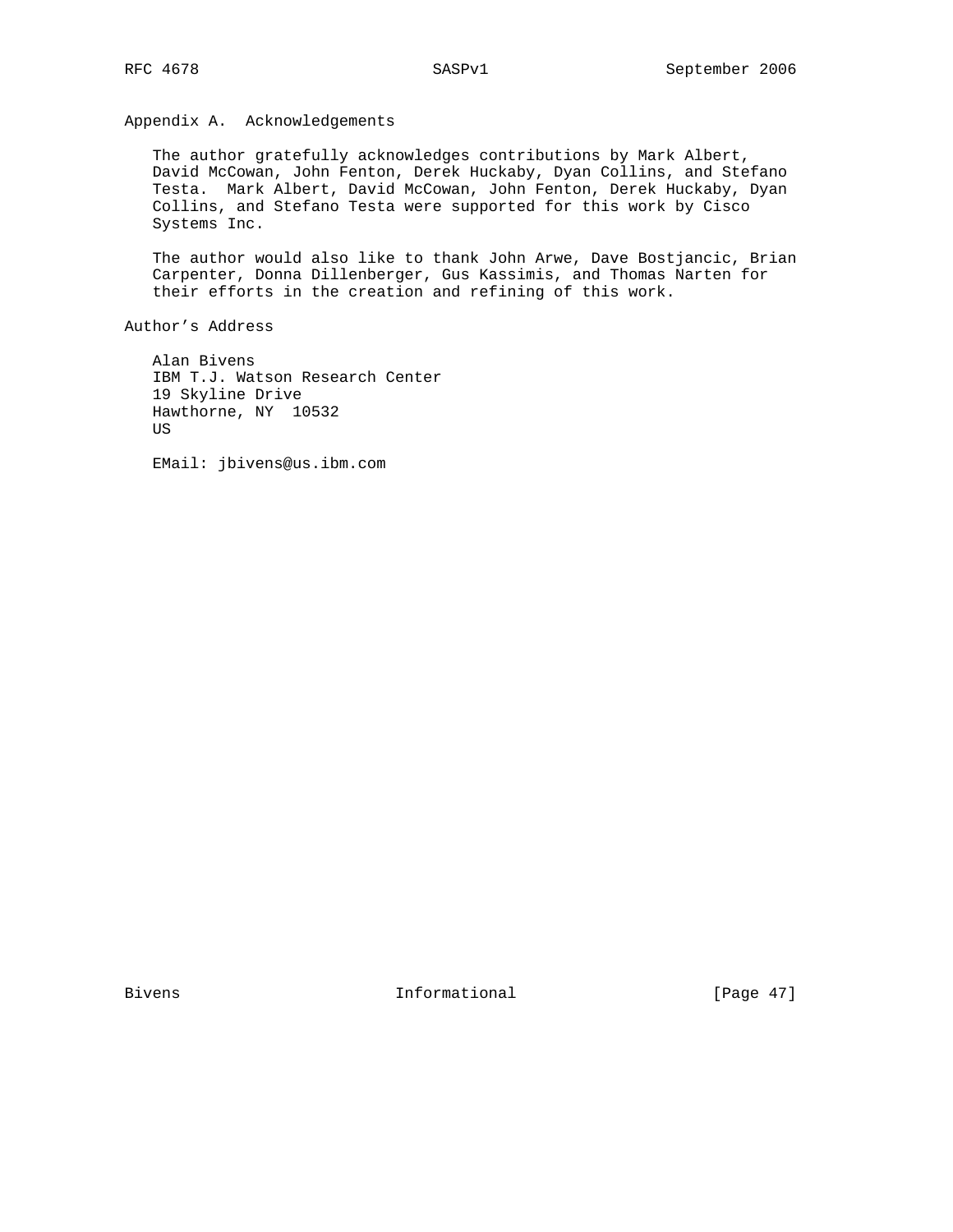## Appendix A. Acknowledgements

The author gratefully acknowledges contributions by Mark Albert, David McCowan, John Fenton, Derek Huckaby, Dyan Collins, and Stefano Testa. Mark Albert, David McCowan, John Fenton, Derek Huckaby, Dyan Collins, and Stefano Testa were supported for this work by Cisco Systems Inc.

The author would also like to thank John Arwe, Dave Bostjancic, Brian Carpenter, Donna Dillenberger, Gus Kassimis, and Thomas Narten for their efforts in the creation and refining of this work.

## Author's Address

Alan Bivens
IBM T.J. Watson Research Center
19 Skyline Drive
Hawthorne, NY 10532
US

EMail: jbivens@us.ibm.com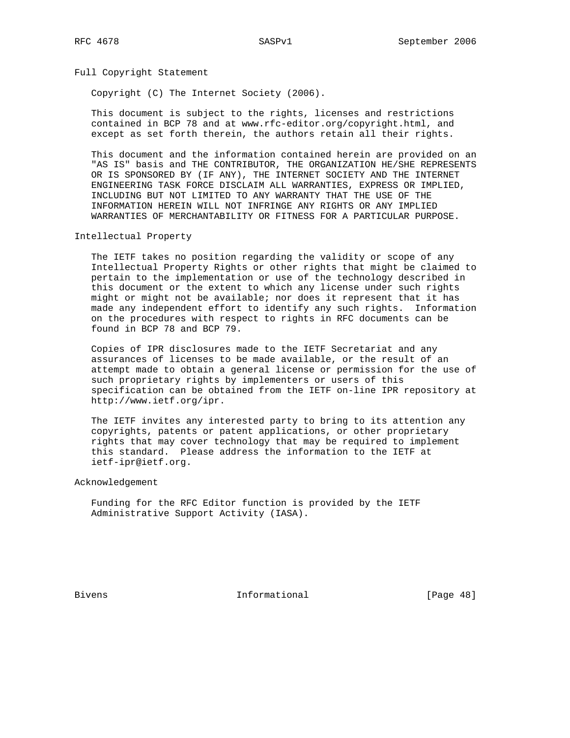## Full Copyright Statement

Copyright (C) The Internet Society (2006).

This document is subject to the rights, licenses and restrictions contained in BCP 78 and at www.rfc-editor.org/copyright.html, and except as set forth therein, the authors retain all their rights.

This document and the information contained herein are provided on an "AS IS" basis and THE CONTRIBUTOR, THE ORGANIZATION HE/SHE REPRESENTS OR IS SPONSORED BY (IF ANY), THE INTERNET SOCIETY AND THE INTERNET ENGINEERING TASK FORCE DISCLAIM ALL WARRANTIES, EXPRESS OR IMPLIED, INCLUDING BUT NOT LIMITED TO ANY WARRANTY THAT THE USE OF THE INFORMATION HEREIN WILL NOT INFRINGE ANY RIGHTS OR ANY IMPLIED WARRANTIES OF MERCHANTABILITY OR FITNESS FOR A PARTICULAR PURPOSE.

## Intellectual Property

The IETF takes no position regarding the validity or scope of any Intellectual Property Rights or other rights that might be claimed to pertain to the implementation or use of the technology described in this document or the extent to which any license under such rights might or might not be available; nor does it represent that it has made any independent effort to identify any such rights. Information on the procedures with respect to rights in RFC documents can be found in BCP 78 and BCP 79.

Copies of IPR disclosures made to the IETF Secretariat and any assurances of licenses to be made available, or the result of an attempt made to obtain a general license or permission for the use of such proprietary rights by implementers or users of this specification can be obtained from the IETF on-line IPR repository at http://www.ietf.org/ipr.

The IETF invites any interested party to bring to its attention any copyrights, patents or patent applications, or other proprietary rights that may cover technology that may be required to implement this standard. Please address the information to the IETF at ietf-ipr@ietf.org.

## Acknowledgement

Funding for the RFC Editor function is provided by the IETF Administrative Support Activity (IASA).